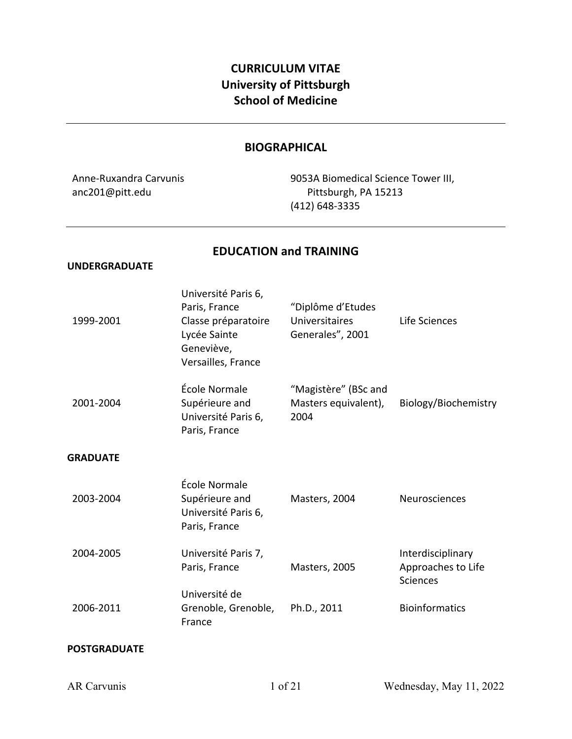# CURRICULUM VITAE
# University of Pittsburgh
# School of Medicine

## BIOGRAPHICAL

Anne-Ruxandra Carvunis
anc201@pitt.edu

9053A Biomedical Science Tower III,
Pittsburgh, PA 15213
(412) 648-3335

## EDUCATION and TRAINING

### UNDERGRADUATE

| | | | |
|---|---|---|---|
| 1999-2001 | Université Paris 6, Paris, France Classe préparatoire Lycée Sainte Geneviève, Versailles, France | "Diplôme d'Etudes Universitaires Generales", 2001 | Life Sciences |
| 2001-2004 | École Normale Supérieure and Université Paris 6, Paris, France | "Magistère" (BSc and Masters equivalent), 2004 | Biology/Biochemistry |

### GRADUATE

| | | | |
|---|---|---|---|
| 2003-2004 | École Normale Supérieure and Université Paris 6, Paris, France | Masters, 2004 | Neurosciences |
| 2004-2005 | Université Paris 7, Paris, France | Masters, 2005 | Interdisciplinary Approaches to Life Sciences |
| 2006-2011 | Université de Grenoble, Grenoble, France | Ph.D., 2011 | Bioinformatics |

### POSTGRADUATE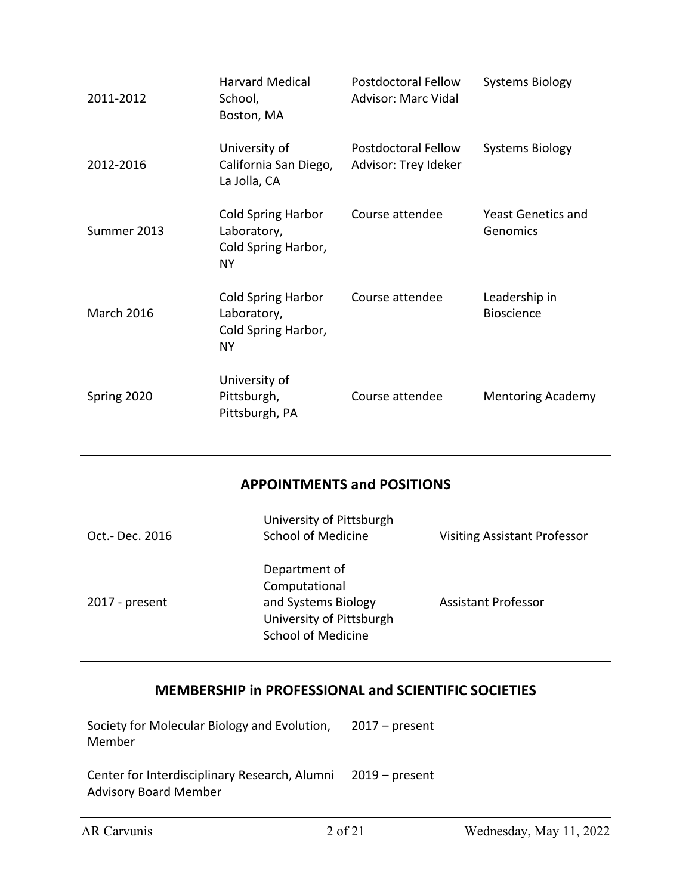| | | | |
|---|---|---|---|
| 2011-2012 | Harvard Medical School, Boston, MA | Postdoctoral Fellow Advisor: Marc Vidal | Systems Biology |
| 2012-2016 | University of California San Diego, La Jolla, CA | Postdoctoral Fellow Advisor: Trey Ideker | Systems Biology |
| Summer 2013 | Cold Spring Harbor Laboratory, Cold Spring Harbor, NY | Course attendee | Yeast Genetics and Genomics |
| March 2016 | Cold Spring Harbor Laboratory, Cold Spring Harbor, NY | Course attendee | Leadership in Bioscience |
| Spring 2020 | University of Pittsburgh, Pittsburgh, PA | Course attendee | Mentoring Academy |

## APPOINTMENTS and POSITIONS

| | | |
|---|---|---|
| Oct.- Dec. 2016 | University of Pittsburgh School of Medicine | Visiting Assistant Professor |
| 2017 - present | Department of Computational and Systems Biology University of Pittsburgh School of Medicine | Assistant Professor |

## MEMBERSHIP in PROFESSIONAL and SCIENTIFIC SOCIETIES

| | |
|---|---|
| Society for Molecular Biology and Evolution, Member | 2017 – present |
| Center for Interdisciplinary Research, Alumni Advisory Board Member | 2019 – present |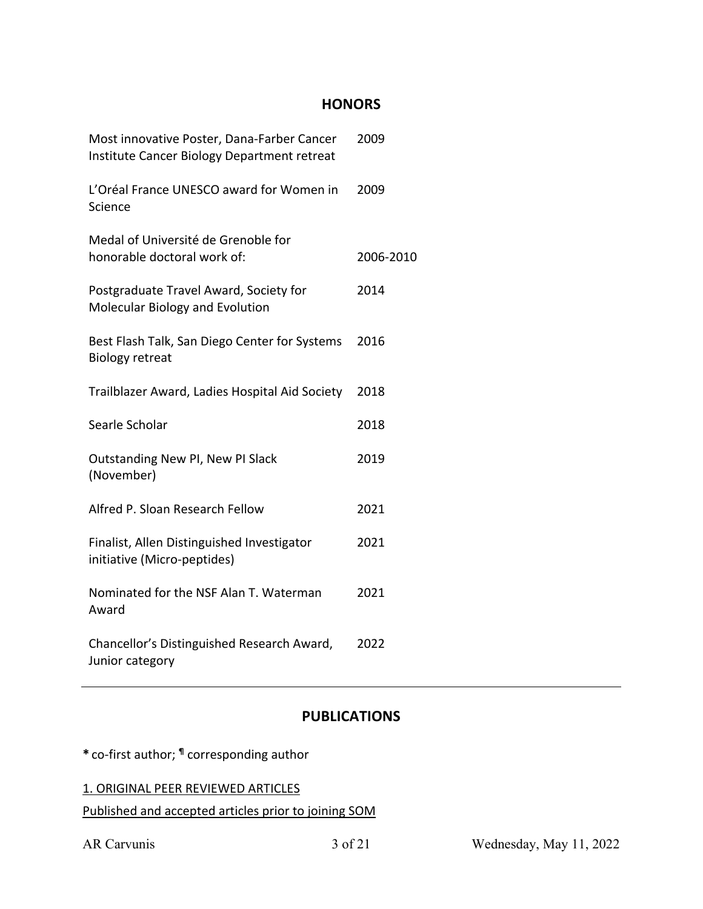## HONORS

| | |
|---|---|
| Most innovative Poster, Dana-Farber Cancer Institute Cancer Biology Department retreat | 2009 |
| L'Oréal France UNESCO award for Women in Science | 2009 |
| Medal of Université de Grenoble for honorable doctoral work of: | 2006-2010 |
| Postgraduate Travel Award, Society for Molecular Biology and Evolution | 2014 |
| Best Flash Talk, San Diego Center for Systems Biology retreat | 2016 |
| Trailblazer Award, Ladies Hospital Aid Society | 2018 |
| Searle Scholar | 2018 |
| Outstanding New PI, New PI Slack (November) | 2019 |
| Alfred P. Sloan Research Fellow | 2021 |
| Finalist, Allen Distinguished Investigator initiative (Micro-peptides) | 2021 |
| Nominated for the NSF Alan T. Waterman Award | 2021 |
| Chancellor's Distinguished Research Award, Junior category | 2022 |

---

## PUBLICATIONS

**\*** co-first author; ¶ corresponding author

1. ORIGINAL PEER REVIEWED ARTICLES

Published and accepted articles prior to joining SOM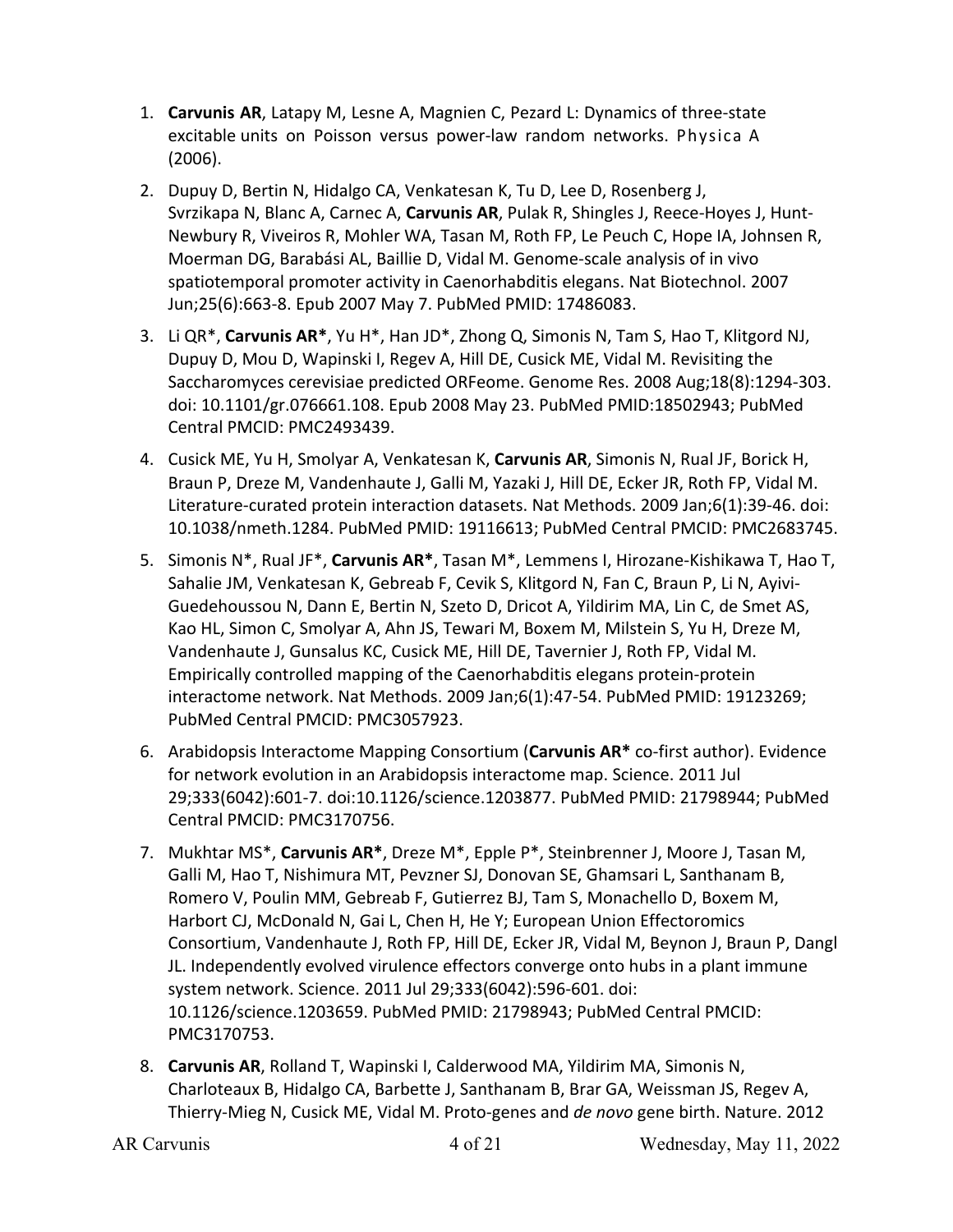1. **Carvunis AR**, Latapy M, Lesne A, Magnien C, Pezard L: Dynamics of three-state excitable units on Poisson versus power-law random networks. Physica A (2006).

2. Dupuy D, Bertin N, Hidalgo CA, Venkatesan K, Tu D, Lee D, Rosenberg J, Svrzikapa N, Blanc A, Carnec A, **Carvunis AR**, Pulak R, Shingles J, Reece-Hoyes J, Hunt-Newbury R, Viveiros R, Mohler WA, Tasan M, Roth FP, Le Peuch C, Hope IA, Johnsen R, Moerman DG, Barabási AL, Baillie D, Vidal M. Genome-scale analysis of in vivo spatiotemporal promoter activity in Caenorhabditis elegans. Nat Biotechnol. 2007 Jun;25(6):663-8. Epub 2007 May 7. PubMed PMID: 17486083.

3. Li QR*, **Carvunis AR***, Yu H*, Han JD*, Zhong Q, Simonis N, Tam S, Hao T, Klitgord NJ, Dupuy D, Mou D, Wapinski I, Regev A, Hill DE, Cusick ME, Vidal M. Revisiting the Saccharomyces cerevisiae predicted ORFeome. Genome Res. 2008 Aug;18(8):1294-303. doi: 10.1101/gr.076661.108. Epub 2008 May 23. PubMed PMID:18502943; PubMed Central PMCID: PMC2493439.

4. Cusick ME, Yu H, Smolyar A, Venkatesan K, **Carvunis AR**, Simonis N, Rual JF, Borick H, Braun P, Dreze M, Vandenhaute J, Galli M, Yazaki J, Hill DE, Ecker JR, Roth FP, Vidal M. Literature-curated protein interaction datasets. Nat Methods. 2009 Jan;6(1):39-46. doi: 10.1038/nmeth.1284. PubMed PMID: 19116613; PubMed Central PMCID: PMC2683745.

5. Simonis N*, Rual JF*, **Carvunis AR***, Tasan M*, Lemmens I, Hirozane-Kishikawa T, Hao T, Sahalie JM, Venkatesan K, Gebreab F, Cevik S, Klitgord N, Fan C, Braun P, Li N, Ayivi-Guedehoussou N, Dann E, Bertin N, Szeto D, Dricot A, Yildirim MA, Lin C, de Smet AS, Kao HL, Simon C, Smolyar A, Ahn JS, Tewari M, Boxem M, Milstein S, Yu H, Dreze M, Vandenhaute J, Gunsalus KC, Cusick ME, Hill DE, Tavernier J, Roth FP, Vidal M. Empirically controlled mapping of the Caenorhabditis elegans protein-protein interactome network. Nat Methods. 2009 Jan;6(1):47-54. PubMed PMID: 19123269; PubMed Central PMCID: PMC3057923.

6. Arabidopsis Interactome Mapping Consortium (**Carvunis AR*** co-first author). Evidence for network evolution in an Arabidopsis interactome map. Science. 2011 Jul 29;333(6042):601-7. doi:10.1126/science.1203877. PubMed PMID: 21798944; PubMed Central PMCID: PMC3170756.

7. Mukhtar MS*, **Carvunis AR***, Dreze M*, Epple P*, Steinbrenner J, Moore J, Tasan M, Galli M, Hao T, Nishimura MT, Pevzner SJ, Donovan SE, Ghamsari L, Santhanam B, Romero V, Poulin MM, Gebreab F, Gutierrez BJ, Tam S, Monachello D, Boxem M, Harbort CJ, McDonald N, Gai L, Chen H, He Y; European Union Effectoromics Consortium, Vandenhaute J, Roth FP, Hill DE, Ecker JR, Vidal M, Beynon J, Braun P, Dangl JL. Independently evolved virulence effectors converge onto hubs in a plant immune system network. Science. 2011 Jul 29;333(6042):596-601. doi: 10.1126/science.1203659. PubMed PMID: 21798943; PubMed Central PMCID: PMC3170753.

8. **Carvunis AR**, Rolland T, Wapinski I, Calderwood MA, Yildirim MA, Simonis N, Charloteaux B, Hidalgo CA, Barbette J, Santhanam B, Brar GA, Weissman JS, Regev A, Thierry-Mieg N, Cusick ME, Vidal M. Proto-genes and *de novo* gene birth. Nature. 2012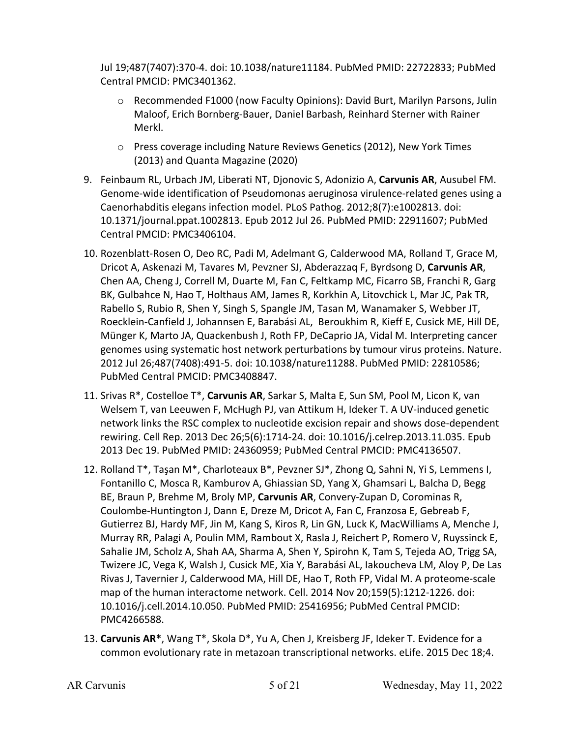Jul 19;487(7407):370-4. doi: 10.1038/nature11184. PubMed PMID: 22722833; PubMed Central PMCID: PMC3401362.

- Recommended F1000 (now Faculty Opinions): David Burt, Marilyn Parsons, Julin Maloof, Erich Bornberg-Bauer, Daniel Barbash, Reinhard Sterner with Rainer Merkl.
- Press coverage including Nature Reviews Genetics (2012), New York Times (2013) and Quanta Magazine (2020)

9. Feinbaum RL, Urbach JM, Liberati NT, Djonovic S, Adonizio A, **Carvunis AR**, Ausubel FM. Genome-wide identification of Pseudomonas aeruginosa virulence-related genes using a Caenorhabditis elegans infection model. PLoS Pathog. 2012;8(7):e1002813. doi: 10.1371/journal.ppat.1002813. Epub 2012 Jul 26. PubMed PMID: 22911607; PubMed Central PMCID: PMC3406104.

10. Rozenblatt-Rosen O, Deo RC, Padi M, Adelmant G, Calderwood MA, Rolland T, Grace M, Dricot A, Askenazi M, Tavares M, Pevzner SJ, Abderazzaq F, Byrdsong D, **Carvunis AR**, Chen AA, Cheng J, Correll M, Duarte M, Fan C, Feltkamp MC, Ficarro SB, Franchi R, Garg BK, Gulbahce N, Hao T, Holthaus AM, James R, Korkhin A, Litovchick L, Mar JC, Pak TR, Rabello S, Rubio R, Shen Y, Singh S, Spangle JM, Tasan M, Wanamaker S, Webber JT, Roecklein-Canfield J, Johannsen E, Barabási AL, Beroukhim R, Kieff E, Cusick ME, Hill DE, Münger K, Marto JA, Quackenbush J, Roth FP, DeCaprio JA, Vidal M. Interpreting cancer genomes using systematic host network perturbations by tumour virus proteins. Nature. 2012 Jul 26;487(7408):491-5. doi: 10.1038/nature11288. PubMed PMID: 22810586; PubMed Central PMCID: PMC3408847.

11. Srivas R*, Costelloe T*, **Carvunis AR**, Sarkar S, Malta E, Sun SM, Pool M, Licon K, van Welsem T, van Leeuwen F, McHugh PJ, van Attikum H, Ideker T. A UV-induced genetic network links the RSC complex to nucleotide excision repair and shows dose-dependent rewiring. Cell Rep. 2013 Dec 26;5(6):1714-24. doi: 10.1016/j.celrep.2013.11.035. Epub 2013 Dec 19. PubMed PMID: 24360959; PubMed Central PMCID: PMC4136507.

12. Rolland T*, Taşan M*, Charloteaux B*, Pevzner SJ*, Zhong Q, Sahni N, Yi S, Lemmens I, Fontanillo C, Mosca R, Kamburov A, Ghiassian SD, Yang X, Ghamsari L, Balcha D, Begg BE, Braun P, Brehme M, Broly MP, **Carvunis AR**, Convery-Zupan D, Corominas R, Coulombe-Huntington J, Dann E, Dreze M, Dricot A, Fan C, Franzosa E, Gebreab F, Gutierrez BJ, Hardy MF, Jin M, Kang S, Kiros R, Lin GN, Luck K, MacWilliams A, Menche J, Murray RR, Palagi A, Poulin MM, Rambout X, Rasla J, Reichert P, Romero V, Ruyssinck E, Sahalie JM, Scholz A, Shah AA, Sharma A, Shen Y, Spirohn K, Tam S, Tejeda AO, Trigg SA, Twizere JC, Vega K, Walsh J, Cusick ME, Xia Y, Barabási AL, Iakoucheva LM, Aloy P, De Las Rivas J, Tavernier J, Calderwood MA, Hill DE, Hao T, Roth FP, Vidal M. A proteome-scale map of the human interactome network. Cell. 2014 Nov 20;159(5):1212-1226. doi: 10.1016/j.cell.2014.10.050. PubMed PMID: 25416956; PubMed Central PMCID: PMC4266588.

13. **Carvunis AR***, Wang T*, Skola D*, Yu A, Chen J, Kreisberg JF, Ideker T. Evidence for a common evolutionary rate in metazoan transcriptional networks. eLife. 2015 Dec 18;4.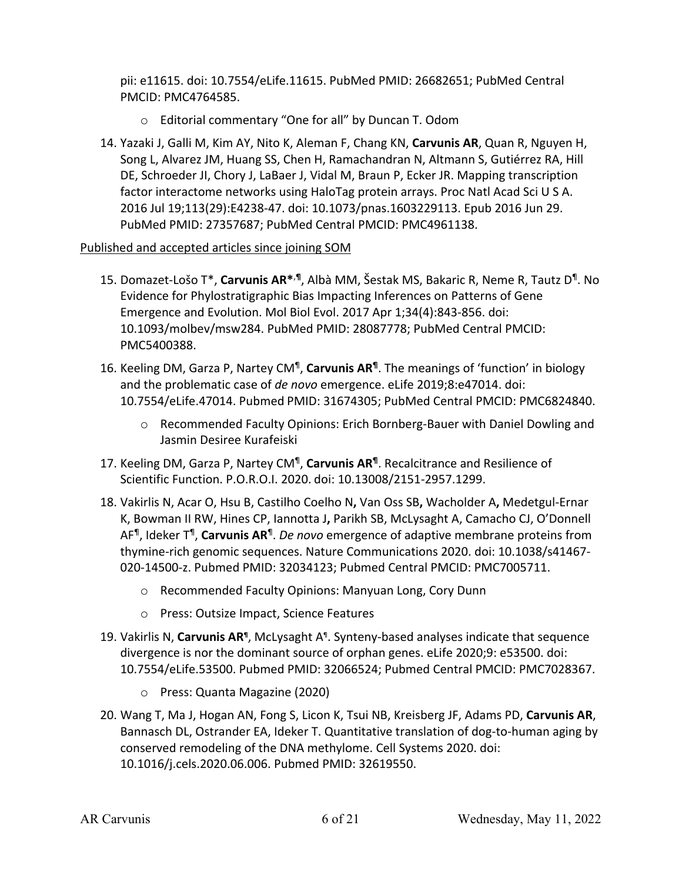pii: e11615. doi: 10.7554/eLife.11615. PubMed PMID: 26682651; PubMed Central PMCID: PMC4764585.

- Editorial commentary "One for all" by Duncan T. Odom

14. Yazaki J, Galli M, Kim AY, Nito K, Aleman F, Chang KN, **Carvunis AR**, Quan R, Nguyen H, Song L, Alvarez JM, Huang SS, Chen H, Ramachandran N, Altmann S, Gutiérrez RA, Hill DE, Schroeder JI, Chory J, LaBaer J, Vidal M, Braun P, Ecker JR. Mapping transcription factor interactome networks using HaloTag protein arrays. Proc Natl Acad Sci U S A. 2016 Jul 19;113(29):E4238-47. doi: 10.1073/pnas.1603229113. Epub 2016 Jun 29. PubMed PMID: 27357687; PubMed Central PMCID: PMC4961138.

Published and accepted articles since joining SOM

15. Domazet-Lošo T*, **Carvunis AR*,¶**, Albà MM, Šestak MS, Bakaric R, Neme R, Tautz D¶. No Evidence for Phylostratigraphic Bias Impacting Inferences on Patterns of Gene Emergence and Evolution. Mol Biol Evol. 2017 Apr 1;34(4):843-856. doi: 10.1093/molbev/msw284. PubMed PMID: 28087778; PubMed Central PMCID: PMC5400388.

16. Keeling DM, Garza P, Nartey CM¶, **Carvunis AR¶**. The meanings of 'function' in biology and the problematic case of *de novo* emergence. eLife 2019;8:e47014. doi: 10.7554/eLife.47014. Pubmed PMID: 31674305; PubMed Central PMCID: PMC6824840.

    - Recommended Faculty Opinions: Erich Bornberg-Bauer with Daniel Dowling and Jasmin Desiree Kurafeiski

17. Keeling DM, Garza P, Nartey CM¶, **Carvunis AR¶**. Recalcitrance and Resilience of Scientific Function. P.O.R.O.I. 2020. doi: 10.13008/2151-2957.1299.

18. Vakirlis N, Acar O, Hsu B, Castilho Coelho N**,** Van Oss SB**,** Wacholder A**,** Medetgul-Ernar K, Bowman II RW, Hines CP, Iannotta J**,** Parikh SB, McLysaght A, Camacho CJ, O'Donnell AF¶, Ideker T¶, **Carvunis AR¶**. *De novo* emergence of adaptive membrane proteins from thymine-rich genomic sequences. Nature Communications 2020. doi: 10.1038/s41467-020-14500-z. Pubmed PMID: 32034123; Pubmed Central PMCID: PMC7005711.

    - Recommended Faculty Opinions: Manyuan Long, Cory Dunn
    - Press: Outsize Impact, Science Features

19. Vakirlis N, **Carvunis AR¶**, McLysaght A¶. Synteny-based analyses indicate that sequence divergence is nor the dominant source of orphan genes. eLife 2020;9: e53500. doi: 10.7554/eLife.53500. Pubmed PMID: 32066524; Pubmed Central PMCID: PMC7028367.

    - Press: Quanta Magazine (2020)

20. Wang T, Ma J, Hogan AN, Fong S, Licon K, Tsui NB, Kreisberg JF, Adams PD, **Carvunis AR**, Bannasch DL, Ostrander EA, Ideker T. Quantitative translation of dog-to-human aging by conserved remodeling of the DNA methylome. Cell Systems 2020. doi: 10.1016/j.cels.2020.06.006. Pubmed PMID: 32619550.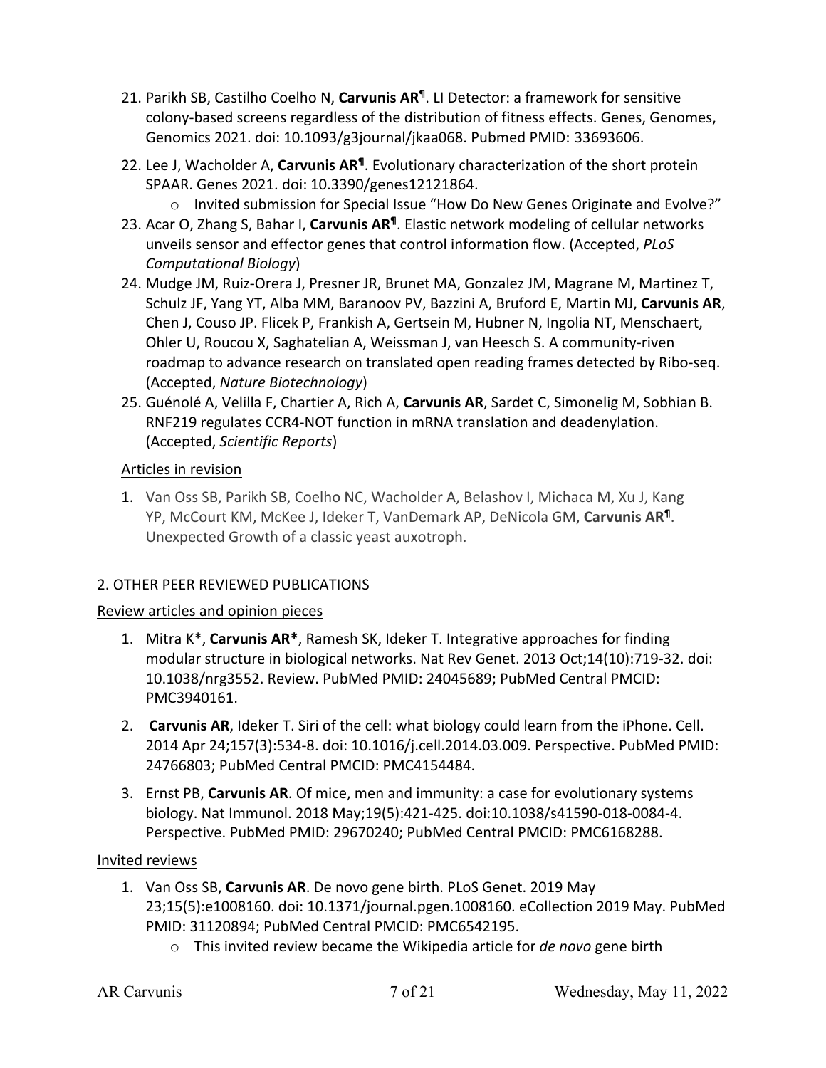21. Parikh SB, Castilho Coelho N, **Carvunis AR¶**. LI Detector: a framework for sensitive colony-based screens regardless of the distribution of fitness effects. Genes, Genomes, Genomics 2021. doi: 10.1093/g3journal/jkaa068. Pubmed PMID: 33693606.
22. Lee J, Wacholder A, **Carvunis AR¶**. Evolutionary characterization of the short protein SPAAR. Genes 2021. doi: 10.3390/genes12121864.
    - Invited submission for Special Issue "How Do New Genes Originate and Evolve?"
23. Acar O, Zhang S, Bahar I, **Carvunis AR¶**. Elastic network modeling of cellular networks unveils sensor and effector genes that control information flow. (Accepted, *PLoS Computational Biology*)
24. Mudge JM, Ruiz-Orera J, Presner JR, Brunet MA, Gonzalez JM, Magrane M, Martinez T, Schulz JF, Yang YT, Alba MM, Baranoov PV, Bazzini A, Bruford E, Martin MJ, **Carvunis AR**, Chen J, Couso JP. Flicek P, Frankish A, Gertsein M, Hubner N, Ingolia NT, Menschaert, Ohler U, Roucou X, Saghatelian A, Weissman J, van Heesch S. A community-riven roadmap to advance research on translated open reading frames detected by Ribo-seq. (Accepted, *Nature Biotechnology*)
25. Guénolé A, Velilla F, Chartier A, Rich A, **Carvunis AR**, Sardet C, Simonelig M, Sobhian B. RNF219 regulates CCR4-NOT function in mRNA translation and deadenylation. (Accepted, *Scientific Reports*)

Articles in revision

1. Van Oss SB, Parikh SB, Coelho NC, Wacholder A, Belashov I, Michaca M, Xu J, Kang YP, McCourt KM, McKee J, Ideker T, VanDemark AP, DeNicola GM, **Carvunis AR¶**. Unexpected Growth of a classic yeast auxotroph.

2. OTHER PEER REVIEWED PUBLICATIONS

Review articles and opinion pieces

1. Mitra K*, **Carvunis AR***, Ramesh SK, Ideker T. Integrative approaches for finding modular structure in biological networks. Nat Rev Genet. 2013 Oct;14(10):719-32. doi: 10.1038/nrg3552. Review. PubMed PMID: 24045689; PubMed Central PMCID: PMC3940161.
2. **Carvunis AR**, Ideker T. Siri of the cell: what biology could learn from the iPhone. Cell. 2014 Apr 24;157(3):534-8. doi: 10.1016/j.cell.2014.03.009. Perspective. PubMed PMID: 24766803; PubMed Central PMCID: PMC4154484.
3. Ernst PB, **Carvunis AR**. Of mice, men and immunity: a case for evolutionary systems biology. Nat Immunol. 2018 May;19(5):421-425. doi:10.1038/s41590-018-0084-4. Perspective. PubMed PMID: 29670240; PubMed Central PMCID: PMC6168288.

Invited reviews

1. Van Oss SB, **Carvunis AR**. De novo gene birth. PLoS Genet. 2019 May 23;15(5):e1008160. doi: 10.1371/journal.pgen.1008160. eCollection 2019 May. PubMed PMID: 31120894; PubMed Central PMCID: PMC6542195.
    - This invited review became the Wikipedia article for *de novo* gene birth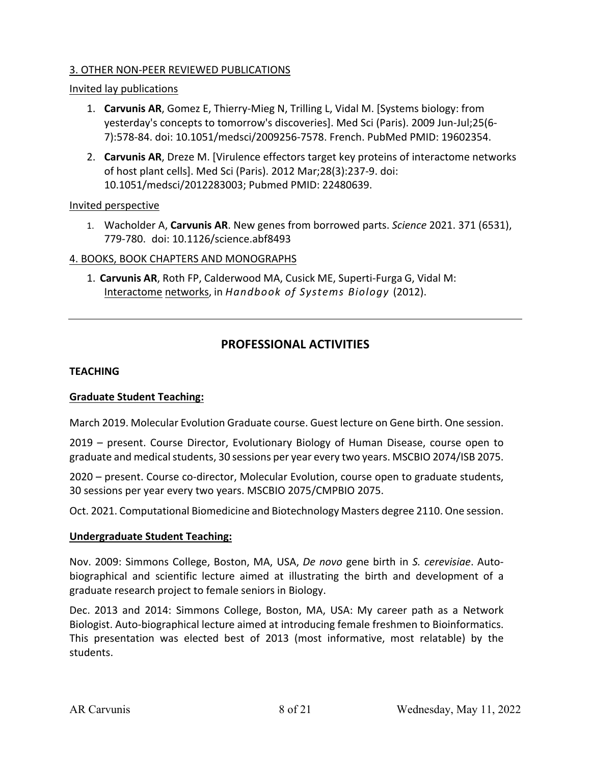3. OTHER NON-PEER REVIEWED PUBLICATIONS

Invited lay publications

1. **Carvunis AR**, Gomez E, Thierry-Mieg N, Trilling L, Vidal M. [Systems biology: from yesterday's concepts to tomorrow's discoveries]. Med Sci (Paris). 2009 Jun-Jul;25(6-7):578-84. doi: 10.1051/medsci/2009256-7578. French. PubMed PMID: 19602354.
2. **Carvunis AR**, Dreze M. [Virulence effectors target key proteins of interactome networks of host plant cells]. Med Sci (Paris). 2012 Mar;28(3):237-9. doi: 10.1051/medsci/2012283003; Pubmed PMID: 22480639.

Invited perspective

1. Wacholder A, **Carvunis AR**. New genes from borrowed parts. *Science* 2021. 371 (6531), 779-780. doi: 10.1126/science.abf8493

4. BOOKS, BOOK CHAPTERS AND MONOGRAPHS

1. **Carvunis AR**, Roth FP, Calderwood MA, Cusick ME, Superti-Furga G, Vidal M: Interactome networks, in *Handbook of Systems Biology* (2012).

---

## PROFESSIONAL ACTIVITIES

### TEACHING

**Graduate Student Teaching:**

March 2019. Molecular Evolution Graduate course. Guest lecture on Gene birth. One session.

2019 – present. Course Director, Evolutionary Biology of Human Disease, course open to graduate and medical students, 30 sessions per year every two years. MSCBIO 2074/ISB 2075.

2020 – present. Course co-director, Molecular Evolution, course open to graduate students, 30 sessions per year every two years. MSCBIO 2075/CMPBIO 2075.

Oct. 2021. Computational Biomedicine and Biotechnology Masters degree 2110. One session.

**Undergraduate Student Teaching:**

Nov. 2009: Simmons College, Boston, MA, USA, *De novo* gene birth in *S. cerevisiae*. Auto-biographical and scientific lecture aimed at illustrating the birth and development of a graduate research project to female seniors in Biology.

Dec. 2013 and 2014: Simmons College, Boston, MA, USA: My career path as a Network Biologist. Auto-biographical lecture aimed at introducing female freshmen to Bioinformatics. This presentation was elected best of 2013 (most informative, most relatable) by the students.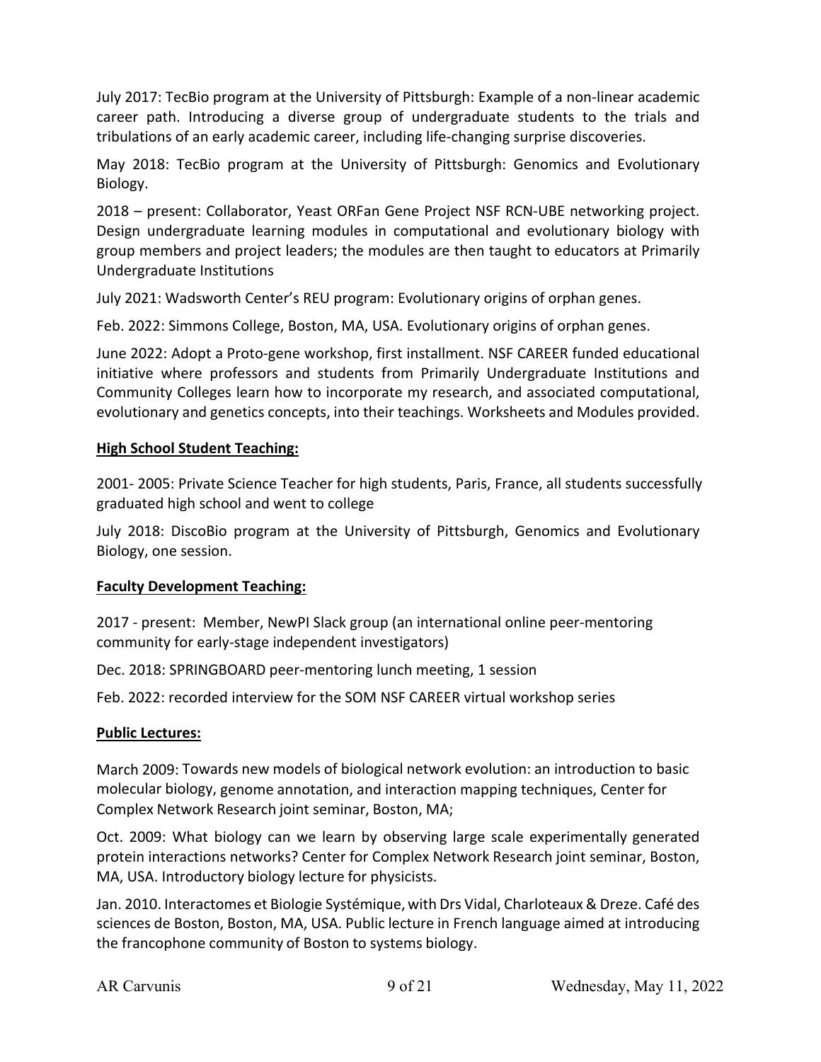July 2017: TecBio program at the University of Pittsburgh: Example of a non-linear academic career path. Introducing a diverse group of undergraduate students to the trials and tribulations of an early academic career, including life-changing surprise discoveries.

May 2018: TecBio program at the University of Pittsburgh: Genomics and Evolutionary Biology.

2018 – present: Collaborator, Yeast ORFan Gene Project NSF RCN-UBE networking project. Design undergraduate learning modules in computational and evolutionary biology with group members and project leaders; the modules are then taught to educators at Primarily Undergraduate Institutions

July 2021: Wadsworth Center's REU program: Evolutionary origins of orphan genes.

Feb. 2022: Simmons College, Boston, MA, USA. Evolutionary origins of orphan genes.

June 2022: Adopt a Proto-gene workshop, first installment. NSF CAREER funded educational initiative where professors and students from Primarily Undergraduate Institutions and Community Colleges learn how to incorporate my research, and associated computational, evolutionary and genetics concepts, into their teachings. Worksheets and Modules provided.

**High School Student Teaching:**

2001- 2005: Private Science Teacher for high students, Paris, France, all students successfully graduated high school and went to college

July 2018: DiscoBio program at the University of Pittsburgh, Genomics and Evolutionary Biology, one session.

**Faculty Development Teaching:**

2017 - present: Member, NewPI Slack group (an international online peer-mentoring community for early-stage independent investigators)

Dec. 2018: SPRINGBOARD peer-mentoring lunch meeting, 1 session

Feb. 2022: recorded interview for the SOM NSF CAREER virtual workshop series

**Public Lectures:**

March 2009: Towards new models of biological network evolution: an introduction to basic molecular biology, genome annotation, and interaction mapping techniques, Center for Complex Network Research joint seminar, Boston, MA;

Oct. 2009: What biology can we learn by observing large scale experimentally generated protein interactions networks? Center for Complex Network Research joint seminar, Boston, MA, USA. Introductory biology lecture for physicists.

Jan. 2010. Interactomes et Biologie Systémique, with Drs Vidal, Charloteaux & Dreze. Café des sciences de Boston, Boston, MA, USA. Public lecture in French language aimed at introducing the francophone community of Boston to systems biology.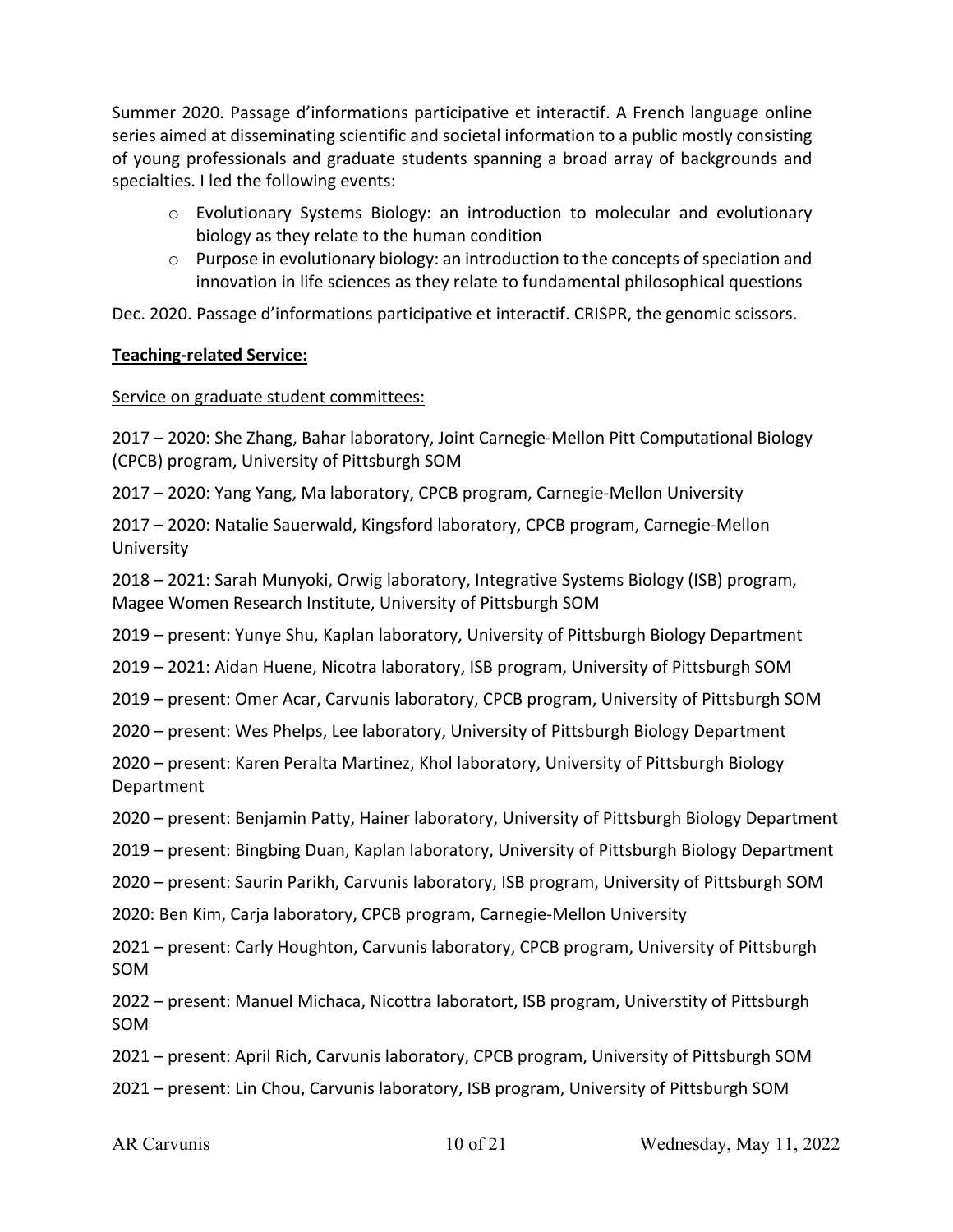Summer 2020. Passage d'informations participative et interactif. A French language online series aimed at disseminating scientific and societal information to a public mostly consisting of young professionals and graduate students spanning a broad array of backgrounds and specialties. I led the following events:

- Evolutionary Systems Biology: an introduction to molecular and evolutionary biology as they relate to the human condition
- Purpose in evolutionary biology: an introduction to the concepts of speciation and innovation in life sciences as they relate to fundamental philosophical questions

Dec. 2020. Passage d'informations participative et interactif. CRISPR, the genomic scissors.

**Teaching-related Service:**

Service on graduate student committees:

2017 – 2020: She Zhang, Bahar laboratory, Joint Carnegie-Mellon Pitt Computational Biology (CPCB) program, University of Pittsburgh SOM

2017 – 2020: Yang Yang, Ma laboratory, CPCB program, Carnegie-Mellon University

2017 – 2020: Natalie Sauerwald, Kingsford laboratory, CPCB program, Carnegie-Mellon University

2018 – 2021: Sarah Munyoki, Orwig laboratory, Integrative Systems Biology (ISB) program, Magee Women Research Institute, University of Pittsburgh SOM

2019 – present: Yunye Shu, Kaplan laboratory, University of Pittsburgh Biology Department

2019 – 2021: Aidan Huene, Nicotra laboratory, ISB program, University of Pittsburgh SOM

2019 – present: Omer Acar, Carvunis laboratory, CPCB program, University of Pittsburgh SOM

2020 – present: Wes Phelps, Lee laboratory, University of Pittsburgh Biology Department

2020 – present: Karen Peralta Martinez, Khol laboratory, University of Pittsburgh Biology Department

2020 – present: Benjamin Patty, Hainer laboratory, University of Pittsburgh Biology Department

2019 – present: Bingbing Duan, Kaplan laboratory, University of Pittsburgh Biology Department

2020 – present: Saurin Parikh, Carvunis laboratory, ISB program, University of Pittsburgh SOM

2020: Ben Kim, Carja laboratory, CPCB program, Carnegie-Mellon University

2021 – present: Carly Houghton, Carvunis laboratory, CPCB program, University of Pittsburgh SOM

2022 – present: Manuel Michaca, Nicottra laboratort, ISB program, Universtity of Pittsburgh SOM

2021 – present: April Rich, Carvunis laboratory, CPCB program, University of Pittsburgh SOM

2021 – present: Lin Chou, Carvunis laboratory, ISB program, University of Pittsburgh SOM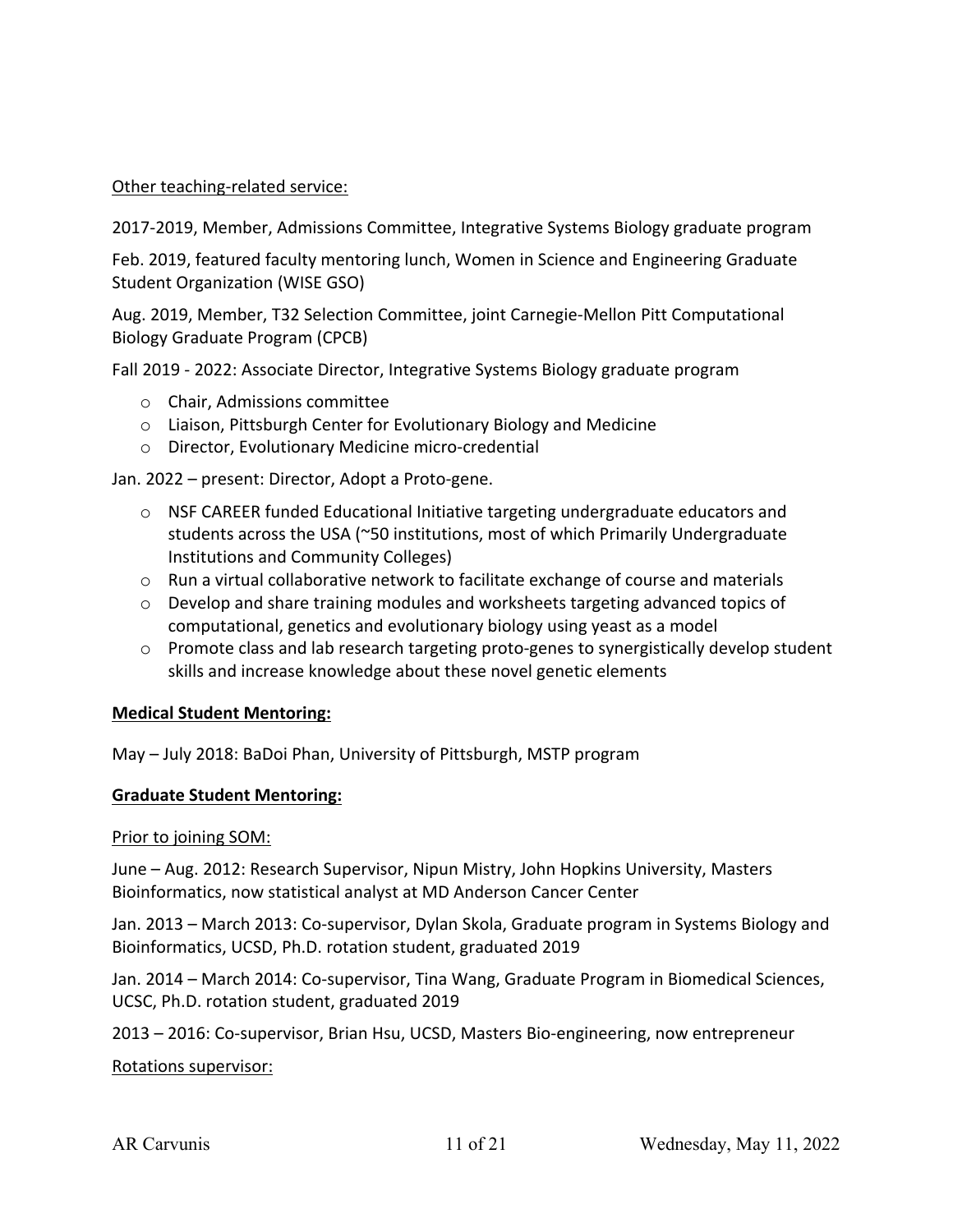Other teaching-related service:

2017-2019, Member, Admissions Committee, Integrative Systems Biology graduate program

Feb. 2019, featured faculty mentoring lunch, Women in Science and Engineering Graduate Student Organization (WISE GSO)

Aug. 2019, Member, T32 Selection Committee, joint Carnegie-Mellon Pitt Computational Biology Graduate Program (CPCB)

Fall 2019 - 2022: Associate Director, Integrative Systems Biology graduate program

- Chair, Admissions committee
- Liaison, Pittsburgh Center for Evolutionary Biology and Medicine
- Director, Evolutionary Medicine micro-credential

Jan. 2022 – present: Director, Adopt a Proto-gene.

- NSF CAREER funded Educational Initiative targeting undergraduate educators and students across the USA (~50 institutions, most of which Primarily Undergraduate Institutions and Community Colleges)
- Run a virtual collaborative network to facilitate exchange of course and materials
- Develop and share training modules and worksheets targeting advanced topics of computational, genetics and evolutionary biology using yeast as a model
- Promote class and lab research targeting proto-genes to synergistically develop student skills and increase knowledge about these novel genetic elements

**Medical Student Mentoring:**

May – July 2018: BaDoi Phan, University of Pittsburgh, MSTP program

**Graduate Student Mentoring:**

Prior to joining SOM:

June – Aug. 2012: Research Supervisor, Nipun Mistry, John Hopkins University, Masters Bioinformatics, now statistical analyst at MD Anderson Cancer Center

Jan. 2013 – March 2013: Co-supervisor, Dylan Skola, Graduate program in Systems Biology and Bioinformatics, UCSD, Ph.D. rotation student, graduated 2019

Jan. 2014 – March 2014: Co-supervisor, Tina Wang, Graduate Program in Biomedical Sciences, UCSC, Ph.D. rotation student, graduated 2019

2013 – 2016: Co-supervisor, Brian Hsu, UCSD, Masters Bio-engineering, now entrepreneur

Rotations supervisor: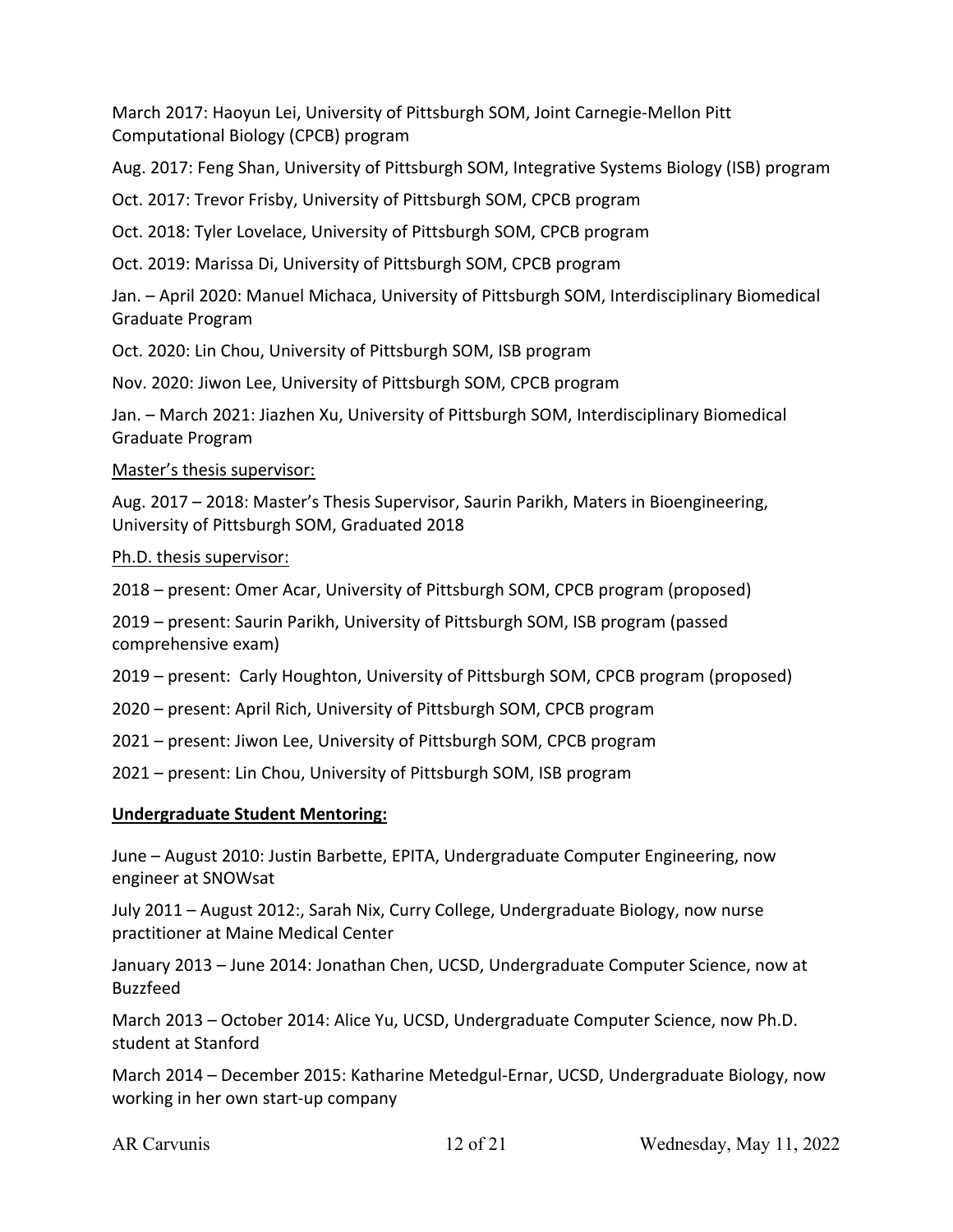March 2017: Haoyun Lei, University of Pittsburgh SOM, Joint Carnegie-Mellon Pitt Computational Biology (CPCB) program

Aug. 2017: Feng Shan, University of Pittsburgh SOM, Integrative Systems Biology (ISB) program

Oct. 2017: Trevor Frisby, University of Pittsburgh SOM, CPCB program

Oct. 2018: Tyler Lovelace, University of Pittsburgh SOM, CPCB program

Oct. 2019: Marissa Di, University of Pittsburgh SOM, CPCB program

Jan. – April 2020: Manuel Michaca, University of Pittsburgh SOM, Interdisciplinary Biomedical Graduate Program

Oct. 2020: Lin Chou, University of Pittsburgh SOM, ISB program

Nov. 2020: Jiwon Lee, University of Pittsburgh SOM, CPCB program

Jan. – March 2021: Jiazhen Xu, University of Pittsburgh SOM, Interdisciplinary Biomedical Graduate Program

Master's thesis supervisor:

Aug. 2017 – 2018: Master's Thesis Supervisor, Saurin Parikh, Maters in Bioengineering, University of Pittsburgh SOM, Graduated 2018

Ph.D. thesis supervisor:

2018 – present: Omer Acar, University of Pittsburgh SOM, CPCB program (proposed)

2019 – present: Saurin Parikh, University of Pittsburgh SOM, ISB program (passed comprehensive exam)

2019 – present: Carly Houghton, University of Pittsburgh SOM, CPCB program (proposed)

2020 – present: April Rich, University of Pittsburgh SOM, CPCB program

2021 – present: Jiwon Lee, University of Pittsburgh SOM, CPCB program

2021 – present: Lin Chou, University of Pittsburgh SOM, ISB program

**Undergraduate Student Mentoring:**

June – August 2010: Justin Barbette, EPITA, Undergraduate Computer Engineering, now engineer at SNOWsat

July 2011 – August 2012:, Sarah Nix, Curry College, Undergraduate Biology, now nurse practitioner at Maine Medical Center

January 2013 – June 2014: Jonathan Chen, UCSD, Undergraduate Computer Science, now at Buzzfeed

March 2013 – October 2014: Alice Yu, UCSD, Undergraduate Computer Science, now Ph.D. student at Stanford

March 2014 – December 2015: Katharine Metedgul-Ernar, UCSD, Undergraduate Biology, now working in her own start-up company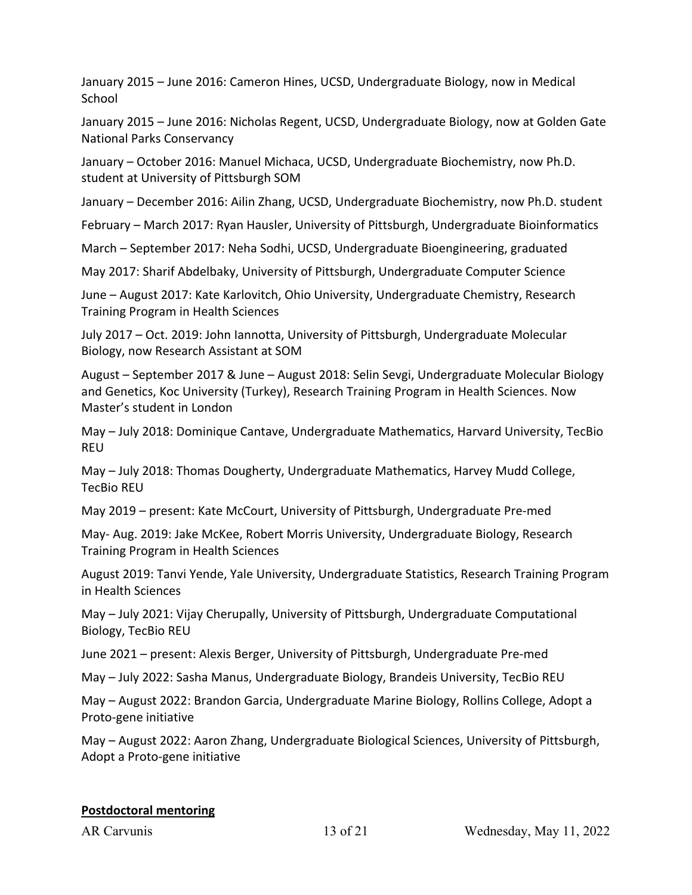January 2015 – June 2016: Cameron Hines, UCSD, Undergraduate Biology, now in Medical School

January 2015 – June 2016: Nicholas Regent, UCSD, Undergraduate Biology, now at Golden Gate National Parks Conservancy

January – October 2016: Manuel Michaca, UCSD, Undergraduate Biochemistry, now Ph.D. student at University of Pittsburgh SOM

January – December 2016: Ailin Zhang, UCSD, Undergraduate Biochemistry, now Ph.D. student

February – March 2017: Ryan Hausler, University of Pittsburgh, Undergraduate Bioinformatics

March – September 2017: Neha Sodhi, UCSD, Undergraduate Bioengineering, graduated

May 2017: Sharif Abdelbaky, University of Pittsburgh, Undergraduate Computer Science

June – August 2017: Kate Karlovitch, Ohio University, Undergraduate Chemistry, Research Training Program in Health Sciences

July 2017 – Oct. 2019: John Iannotta, University of Pittsburgh, Undergraduate Molecular Biology, now Research Assistant at SOM

August – September 2017 & June – August 2018: Selin Sevgi, Undergraduate Molecular Biology and Genetics, Koc University (Turkey), Research Training Program in Health Sciences. Now Master's student in London

May – July 2018: Dominique Cantave, Undergraduate Mathematics, Harvard University, TecBio REU

May – July 2018: Thomas Dougherty, Undergraduate Mathematics, Harvey Mudd College, TecBio REU

May 2019 – present: Kate McCourt, University of Pittsburgh, Undergraduate Pre-med

May- Aug. 2019: Jake McKee, Robert Morris University, Undergraduate Biology, Research Training Program in Health Sciences

August 2019: Tanvi Yende, Yale University, Undergraduate Statistics, Research Training Program in Health Sciences

May – July 2021: Vijay Cherupally, University of Pittsburgh, Undergraduate Computational Biology, TecBio REU

June 2021 – present: Alexis Berger, University of Pittsburgh, Undergraduate Pre-med

May – July 2022: Sasha Manus, Undergraduate Biology, Brandeis University, TecBio REU

May – August 2022: Brandon Garcia, Undergraduate Marine Biology, Rollins College, Adopt a Proto-gene initiative

May – August 2022: Aaron Zhang, Undergraduate Biological Sciences, University of Pittsburgh, Adopt a Proto-gene initiative

**Postdoctoral mentoring**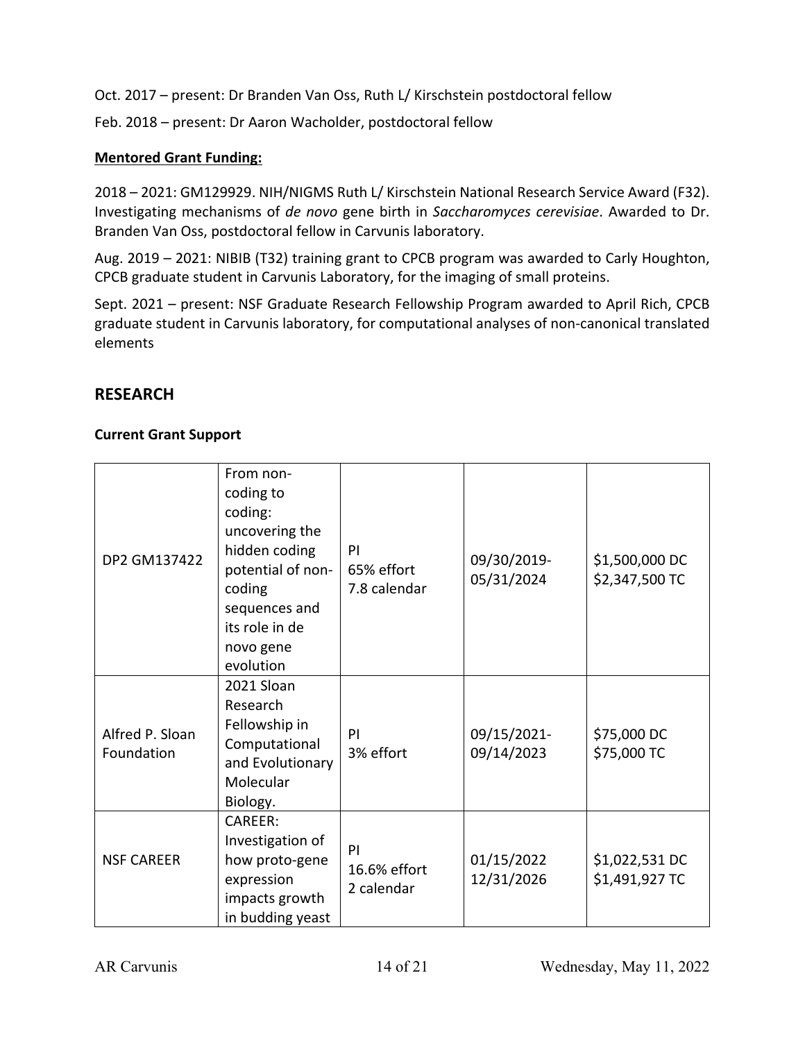Oct. 2017 – present: Dr Branden Van Oss, Ruth L/ Kirschstein postdoctoral fellow

Feb. 2018 – present: Dr Aaron Wacholder, postdoctoral fellow

**Mentored Grant Funding:**

2018 – 2021: GM129929. NIH/NIGMS Ruth L/ Kirschstein National Research Service Award (F32). Investigating mechanisms of *de novo* gene birth in *Saccharomyces cerevisiae*. Awarded to Dr. Branden Van Oss, postdoctoral fellow in Carvunis laboratory.

Aug. 2019 – 2021: NIBIB (T32) training grant to CPCB program was awarded to Carly Houghton, CPCB graduate student in Carvunis Laboratory, for the imaging of small proteins.

Sept. 2021 – present: NSF Graduate Research Fellowship Program awarded to April Rich, CPCB graduate student in Carvunis laboratory, for computational analyses of non-canonical translated elements

## RESEARCH

### Current Grant Support

| | | | | |
|---|---|---|---|---|
| DP2 GM137422 | From non-coding to coding: uncovering the hidden coding potential of non-coding sequences and its role in de novo gene evolution | PI<br>65% effort<br>7.8 calendar | 09/30/2019-05/31/2024 | \$1,500,000 DC<br>\$2,347,500 TC |
| Alfred P. Sloan Foundation | 2021 Sloan Research Fellowship in Computational and Evolutionary Molecular Biology. | PI<br>3% effort | 09/15/2021-09/14/2023 | \$75,000 DC<br>\$75,000 TC |
| NSF CAREER | CAREER: Investigation of how proto-gene expression impacts growth in budding yeast | PI<br>16.6% effort<br>2 calendar | 01/15/2022<br>12/31/2026 | \$1,022,531 DC<br>\$1,491,927 TC |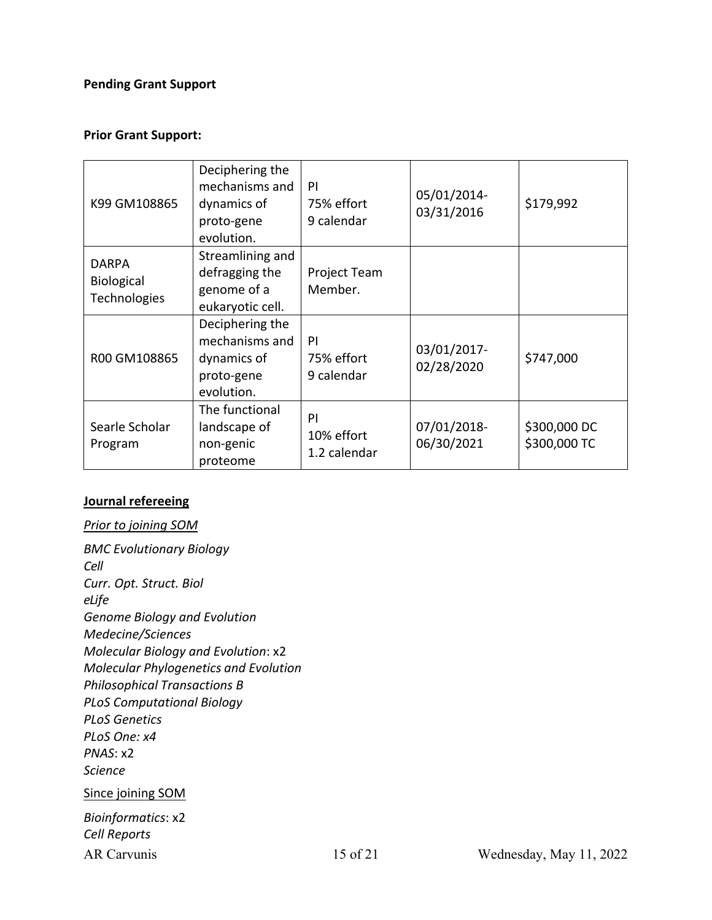**Pending Grant Support**

**Prior Grant Support:**

| | | | | |
|---|---|---|---|---|
| K99 GM108865 | Deciphering the mechanisms and dynamics of proto-gene evolution. | PI<br>75% effort<br>9 calendar | 05/01/2014-03/31/2016 | $179,992 |
| DARPA Biological Technologies | Streamlining and defragging the genome of a eukaryotic cell. | Project Team Member. | | |
| R00 GM108865 | Deciphering the mechanisms and dynamics of proto-gene evolution. | PI<br>75% effort<br>9 calendar | 03/01/2017-02/28/2020 | $747,000 |
| Searle Scholar Program | The functional landscape of non-genic proteome | PI<br>10% effort<br>1.2 calendar | 07/01/2018-06/30/2021 | $300,000 DC<br>$300,000 TC |

**Journal refereeing**

*Prior to joining SOM*

*BMC Evolutionary Biology*
*Cell*
*Curr. Opt. Struct. Biol*
*eLife*
*Genome Biology and Evolution*
*Medecine/Sciences*
*Molecular Biology and Evolution*: x2
*Molecular Phylogenetics and Evolution*
*Philosophical Transactions B*
*PLoS Computational Biology*
*PLoS Genetics*
*PLoS One: x4*
*PNAS*: x2
*Science*

Since joining SOM

*Bioinformatics*: x2
*Cell Reports*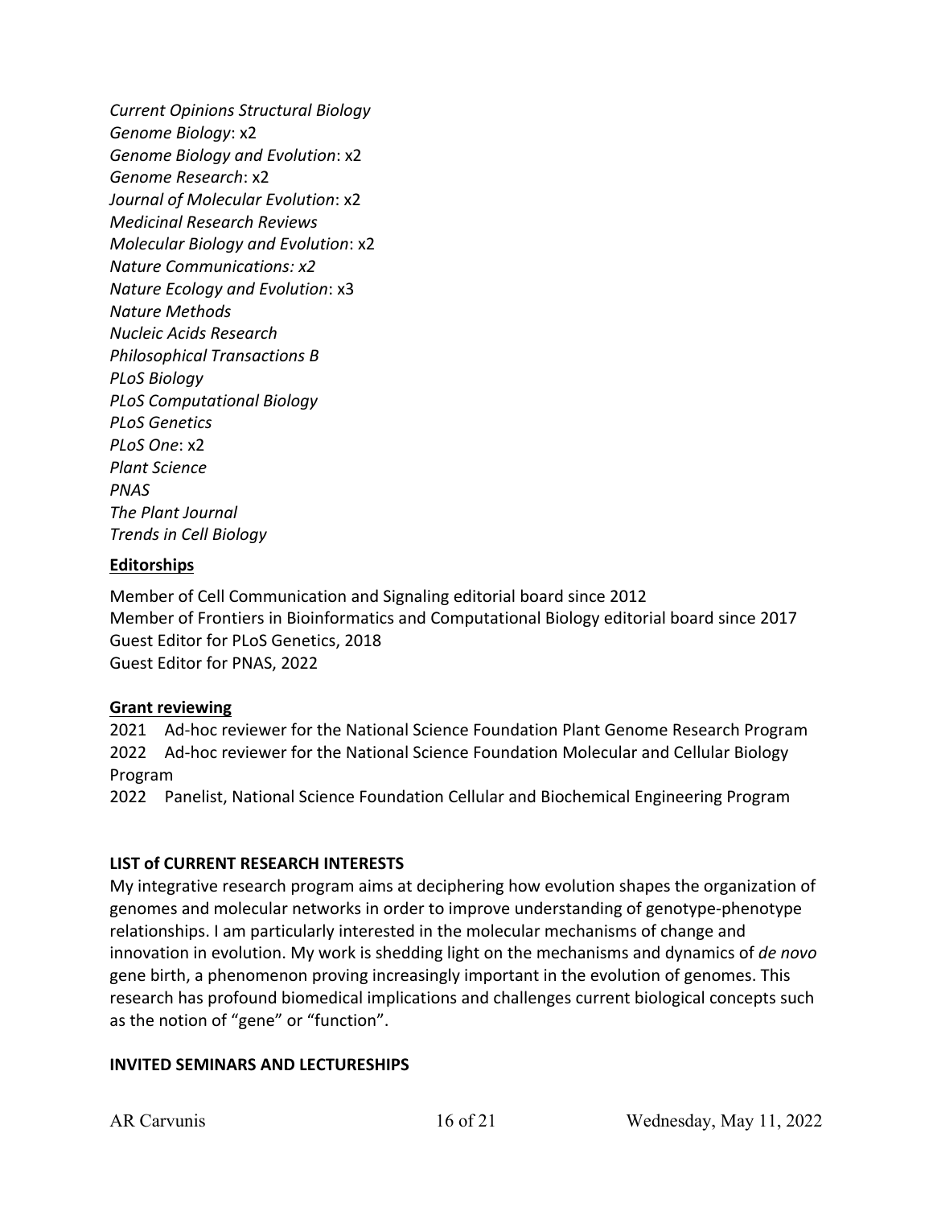*Current Opinions Structural Biology*
*Genome Biology*: x2
*Genome Biology and Evolution*: x2
*Genome Research*: x2
*Journal of Molecular Evolution*: x2
*Medicinal Research Reviews*
*Molecular Biology and Evolution*: x2
*Nature Communications: x2*
*Nature Ecology and Evolution*: x3
*Nature Methods*
*Nucleic Acids Research*
*Philosophical Transactions B*
*PLoS Biology*
*PLoS Computational Biology*
*PLoS Genetics*
*PLoS One*: x2
*Plant Science*
*PNAS*
*The Plant Journal*
*Trends in Cell Biology*

**Editorships**

Member of Cell Communication and Signaling editorial board since 2012
Member of Frontiers in Bioinformatics and Computational Biology editorial board since 2017
Guest Editor for PLoS Genetics, 2018
Guest Editor for PNAS, 2022

**Grant reviewing**

2021 Ad-hoc reviewer for the National Science Foundation Plant Genome Research Program
2022 Ad-hoc reviewer for the National Science Foundation Molecular and Cellular Biology Program
2022 Panelist, National Science Foundation Cellular and Biochemical Engineering Program

**LIST of CURRENT RESEARCH INTERESTS**

My integrative research program aims at deciphering how evolution shapes the organization of genomes and molecular networks in order to improve understanding of genotype-phenotype relationships. I am particularly interested in the molecular mechanisms of change and innovation in evolution. My work is shedding light on the mechanisms and dynamics of *de novo* gene birth, a phenomenon proving increasingly important in the evolution of genomes. This research has profound biomedical implications and challenges current biological concepts such as the notion of "gene" or "function".

**INVITED SEMINARS AND LECTURESHIPS**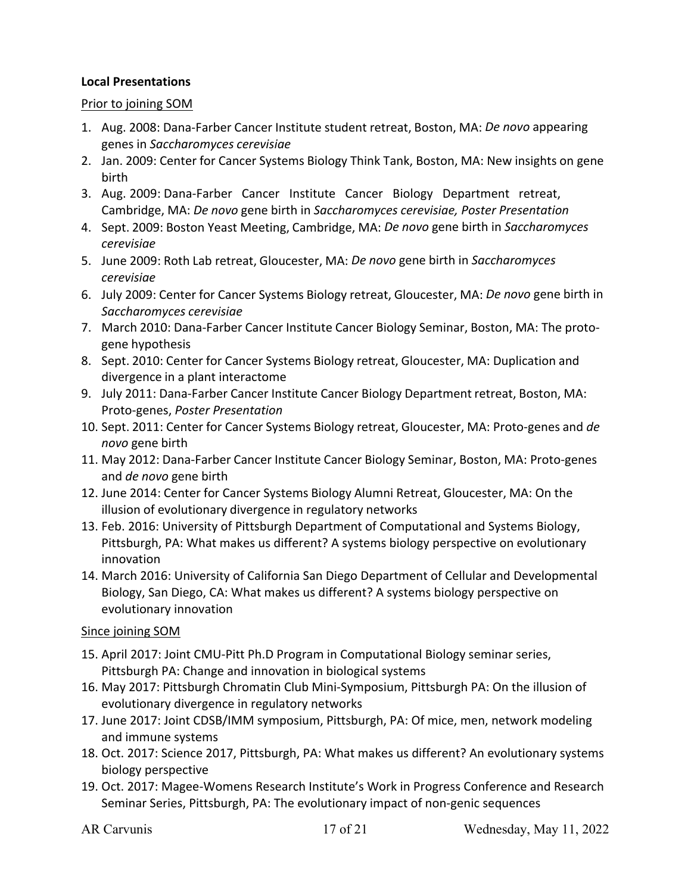**Local Presentations**

Prior to joining SOM

1. Aug. 2008: Dana-Farber Cancer Institute student retreat, Boston, MA: *De novo* appearing genes in *Saccharomyces cerevisiae*
2. Jan. 2009: Center for Cancer Systems Biology Think Tank, Boston, MA: New insights on gene birth
3. Aug. 2009: Dana-Farber Cancer Institute Cancer Biology Department retreat, Cambridge, MA: *De novo* gene birth in *Saccharomyces cerevisiae, Poster Presentation*
4. Sept. 2009: Boston Yeast Meeting, Cambridge, MA: *De novo* gene birth in *Saccharomyces cerevisiae*
5. June 2009: Roth Lab retreat, Gloucester, MA: *De novo* gene birth in *Saccharomyces cerevisiae*
6. July 2009: Center for Cancer Systems Biology retreat, Gloucester, MA: *De novo* gene birth in *Saccharomyces cerevisiae*
7. March 2010: Dana-Farber Cancer Institute Cancer Biology Seminar, Boston, MA: The proto-gene hypothesis
8. Sept. 2010: Center for Cancer Systems Biology retreat, Gloucester, MA: Duplication and divergence in a plant interactome
9. July 2011: Dana-Farber Cancer Institute Cancer Biology Department retreat, Boston, MA: Proto-genes, *Poster Presentation*
10. Sept. 2011: Center for Cancer Systems Biology retreat, Gloucester, MA: Proto-genes and *de novo* gene birth
11. May 2012: Dana-Farber Cancer Institute Cancer Biology Seminar, Boston, MA: Proto-genes and *de novo* gene birth
12. June 2014: Center for Cancer Systems Biology Alumni Retreat, Gloucester, MA: On the illusion of evolutionary divergence in regulatory networks
13. Feb. 2016: University of Pittsburgh Department of Computational and Systems Biology, Pittsburgh, PA: What makes us different? A systems biology perspective on evolutionary innovation
14. March 2016: University of California San Diego Department of Cellular and Developmental Biology, San Diego, CA: What makes us different? A systems biology perspective on evolutionary innovation

Since joining SOM

15. April 2017: Joint CMU-Pitt Ph.D Program in Computational Biology seminar series, Pittsburgh PA: Change and innovation in biological systems
16. May 2017: Pittsburgh Chromatin Club Mini-Symposium, Pittsburgh PA: On the illusion of evolutionary divergence in regulatory networks
17. June 2017: Joint CDSB/IMM symposium, Pittsburgh, PA: Of mice, men, network modeling and immune systems
18. Oct. 2017: Science 2017, Pittsburgh, PA: What makes us different? An evolutionary systems biology perspective
19. Oct. 2017: Magee-Womens Research Institute's Work in Progress Conference and Research Seminar Series, Pittsburgh, PA: The evolutionary impact of non-genic sequences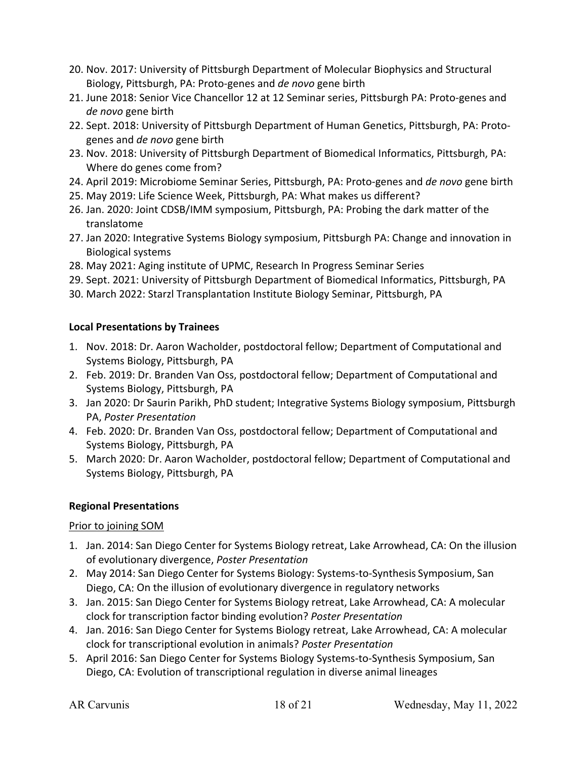20. Nov. 2017: University of Pittsburgh Department of Molecular Biophysics and Structural Biology, Pittsburgh, PA: Proto-genes and *de novo* gene birth
21. June 2018: Senior Vice Chancellor 12 at 12 Seminar series, Pittsburgh PA: Proto-genes and *de novo* gene birth
22. Sept. 2018: University of Pittsburgh Department of Human Genetics, Pittsburgh, PA: Proto-genes and *de novo* gene birth
23. Nov. 2018: University of Pittsburgh Department of Biomedical Informatics, Pittsburgh, PA: Where do genes come from?
24. April 2019: Microbiome Seminar Series, Pittsburgh, PA: Proto-genes and *de novo* gene birth
25. May 2019: Life Science Week, Pittsburgh, PA: What makes us different?
26. Jan. 2020: Joint CDSB/IMM symposium, Pittsburgh, PA: Probing the dark matter of the translatome
27. Jan 2020: Integrative Systems Biology symposium, Pittsburgh PA: Change and innovation in Biological systems
28. May 2021: Aging institute of UPMC, Research In Progress Seminar Series
29. Sept. 2021: University of Pittsburgh Department of Biomedical Informatics, Pittsburgh, PA
30. March 2022: Starzl Transplantation Institute Biology Seminar, Pittsburgh, PA

**Local Presentations by Trainees**

1. Nov. 2018: Dr. Aaron Wacholder, postdoctoral fellow; Department of Computational and Systems Biology, Pittsburgh, PA
2. Feb. 2019: Dr. Branden Van Oss, postdoctoral fellow; Department of Computational and Systems Biology, Pittsburgh, PA
3. Jan 2020: Dr Saurin Parikh, PhD student; Integrative Systems Biology symposium, Pittsburgh PA, *Poster Presentation*
4. Feb. 2020: Dr. Branden Van Oss, postdoctoral fellow; Department of Computational and Systems Biology, Pittsburgh, PA
5. March 2020: Dr. Aaron Wacholder, postdoctoral fellow; Department of Computational and Systems Biology, Pittsburgh, PA

**Regional Presentations**

Prior to joining SOM

1. Jan. 2014: San Diego Center for Systems Biology retreat, Lake Arrowhead, CA: On the illusion of evolutionary divergence, *Poster Presentation*
2. May 2014: San Diego Center for Systems Biology: Systems-to-Synthesis Symposium, San Diego, CA: On the illusion of evolutionary divergence in regulatory networks
3. Jan. 2015: San Diego Center for Systems Biology retreat, Lake Arrowhead, CA: A molecular clock for transcription factor binding evolution? *Poster Presentation*
4. Jan. 2016: San Diego Center for Systems Biology retreat, Lake Arrowhead, CA: A molecular clock for transcriptional evolution in animals? *Poster Presentation*
5. April 2016: San Diego Center for Systems Biology Systems-to-Synthesis Symposium, San Diego, CA: Evolution of transcriptional regulation in diverse animal lineages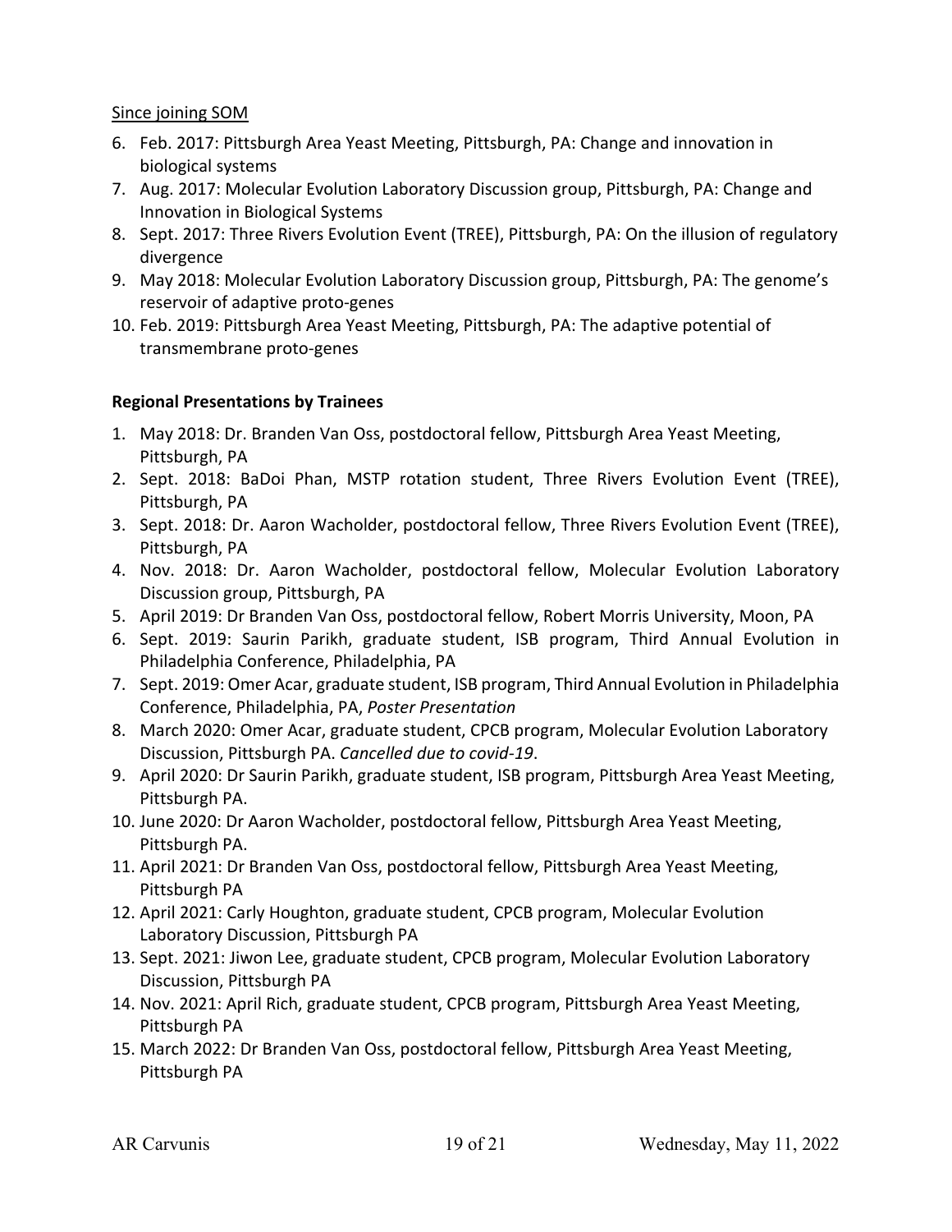Since joining SOM

6. Feb. 2017: Pittsburgh Area Yeast Meeting, Pittsburgh, PA: Change and innovation in biological systems
7. Aug. 2017: Molecular Evolution Laboratory Discussion group, Pittsburgh, PA: Change and Innovation in Biological Systems
8. Sept. 2017: Three Rivers Evolution Event (TREE), Pittsburgh, PA: On the illusion of regulatory divergence
9. May 2018: Molecular Evolution Laboratory Discussion group, Pittsburgh, PA: The genome's reservoir of adaptive proto-genes
10. Feb. 2019: Pittsburgh Area Yeast Meeting, Pittsburgh, PA: The adaptive potential of transmembrane proto-genes

**Regional Presentations by Trainees**

1. May 2018: Dr. Branden Van Oss, postdoctoral fellow, Pittsburgh Area Yeast Meeting, Pittsburgh, PA
2. Sept. 2018: BaDoi Phan, MSTP rotation student, Three Rivers Evolution Event (TREE), Pittsburgh, PA
3. Sept. 2018: Dr. Aaron Wacholder, postdoctoral fellow, Three Rivers Evolution Event (TREE), Pittsburgh, PA
4. Nov. 2018: Dr. Aaron Wacholder, postdoctoral fellow, Molecular Evolution Laboratory Discussion group, Pittsburgh, PA
5. April 2019: Dr Branden Van Oss, postdoctoral fellow, Robert Morris University, Moon, PA
6. Sept. 2019: Saurin Parikh, graduate student, ISB program, Third Annual Evolution in Philadelphia Conference, Philadelphia, PA
7. Sept. 2019: Omer Acar, graduate student, ISB program, Third Annual Evolution in Philadelphia Conference, Philadelphia, PA, *Poster Presentation*
8. March 2020: Omer Acar, graduate student, CPCB program, Molecular Evolution Laboratory Discussion, Pittsburgh PA. *Cancelled due to covid-19*.
9. April 2020: Dr Saurin Parikh, graduate student, ISB program, Pittsburgh Area Yeast Meeting, Pittsburgh PA.
10. June 2020: Dr Aaron Wacholder, postdoctoral fellow, Pittsburgh Area Yeast Meeting, Pittsburgh PA.
11. April 2021: Dr Branden Van Oss, postdoctoral fellow, Pittsburgh Area Yeast Meeting, Pittsburgh PA
12. April 2021: Carly Houghton, graduate student, CPCB program, Molecular Evolution Laboratory Discussion, Pittsburgh PA
13. Sept. 2021: Jiwon Lee, graduate student, CPCB program, Molecular Evolution Laboratory Discussion, Pittsburgh PA
14. Nov. 2021: April Rich, graduate student, CPCB program, Pittsburgh Area Yeast Meeting, Pittsburgh PA
15. March 2022: Dr Branden Van Oss, postdoctoral fellow, Pittsburgh Area Yeast Meeting, Pittsburgh PA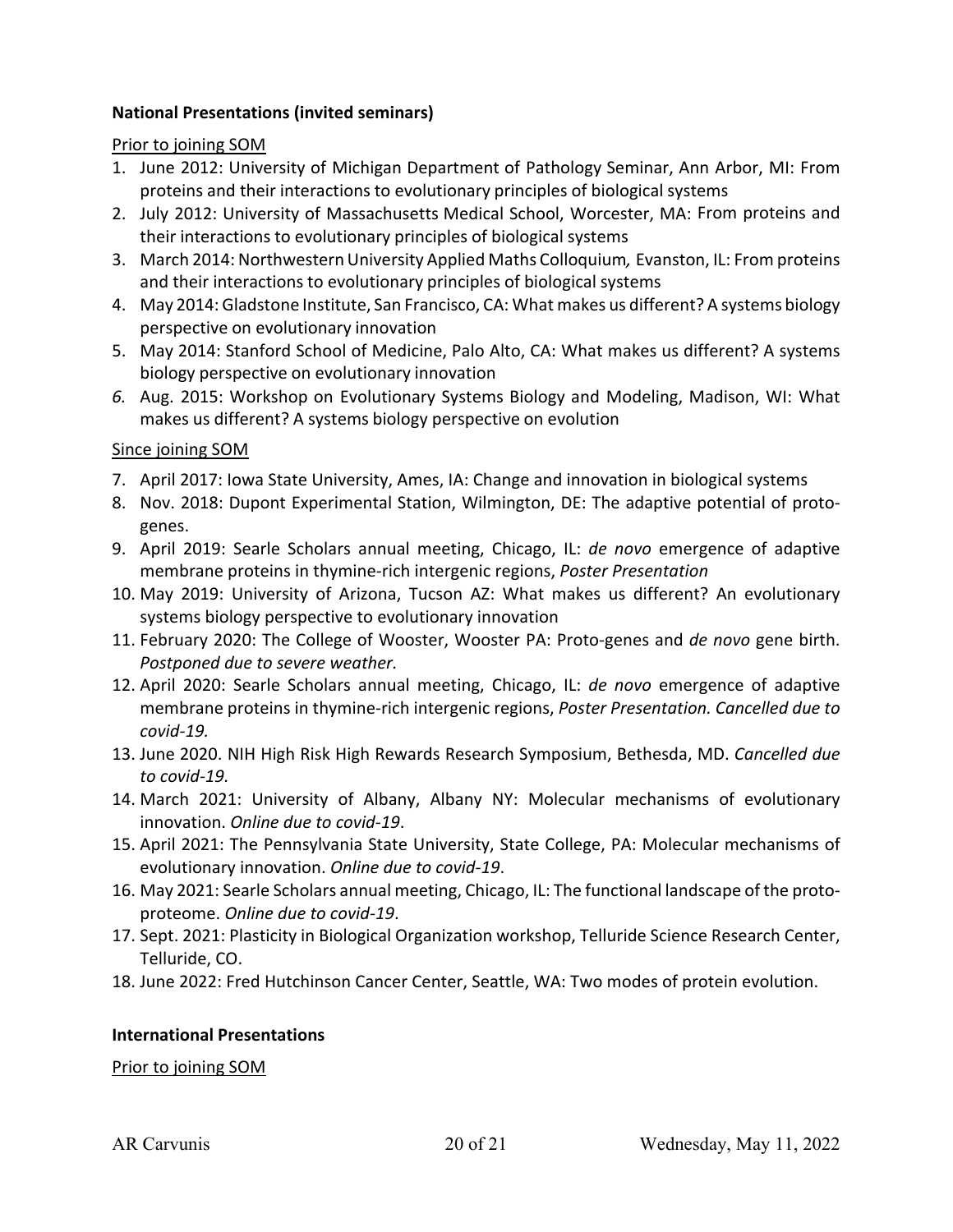**National Presentations (invited seminars)**

Prior to joining SOM

1. June 2012: University of Michigan Department of Pathology Seminar, Ann Arbor, MI: From proteins and their interactions to evolutionary principles of biological systems
2. July 2012: University of Massachusetts Medical School, Worcester, MA: From proteins and their interactions to evolutionary principles of biological systems
3. March 2014: Northwestern University Applied Maths Colloquium*,* Evanston, IL: From proteins and their interactions to evolutionary principles of biological systems
4. May 2014: Gladstone Institute, San Francisco, CA: What makes us different? A systems biology perspective on evolutionary innovation
5. May 2014: Stanford School of Medicine, Palo Alto, CA: What makes us different? A systems biology perspective on evolutionary innovation
6. Aug. 2015: Workshop on Evolutionary Systems Biology and Modeling, Madison, WI: What makes us different? A systems biology perspective on evolution

Since joining SOM

7. April 2017: Iowa State University, Ames, IA: Change and innovation in biological systems
8. Nov. 2018: Dupont Experimental Station, Wilmington, DE: The adaptive potential of proto-genes.
9. April 2019: Searle Scholars annual meeting, Chicago, IL: *de novo* emergence of adaptive membrane proteins in thymine-rich intergenic regions, *Poster Presentation*
10. May 2019: University of Arizona, Tucson AZ: What makes us different? An evolutionary systems biology perspective to evolutionary innovation
11. February 2020: The College of Wooster, Wooster PA: Proto-genes and *de novo* gene birth. *Postponed due to severe weather.*
12. April 2020: Searle Scholars annual meeting, Chicago, IL: *de novo* emergence of adaptive membrane proteins in thymine-rich intergenic regions, *Poster Presentation. Cancelled due to covid-19.*
13. June 2020. NIH High Risk High Rewards Research Symposium, Bethesda, MD. *Cancelled due to covid-19.*
14. March 2021: University of Albany, Albany NY: Molecular mechanisms of evolutionary innovation. *Online due to covid-19*.
15. April 2021: The Pennsylvania State University, State College, PA: Molecular mechanisms of evolutionary innovation. *Online due to covid-19*.
16. May 2021: Searle Scholars annual meeting, Chicago, IL: The functional landscape of the proto-proteome. *Online due to covid-19*.
17. Sept. 2021: Plasticity in Biological Organization workshop, Telluride Science Research Center, Telluride, CO.
18. June 2022: Fred Hutchinson Cancer Center, Seattle, WA: Two modes of protein evolution.

**International Presentations**

Prior to joining SOM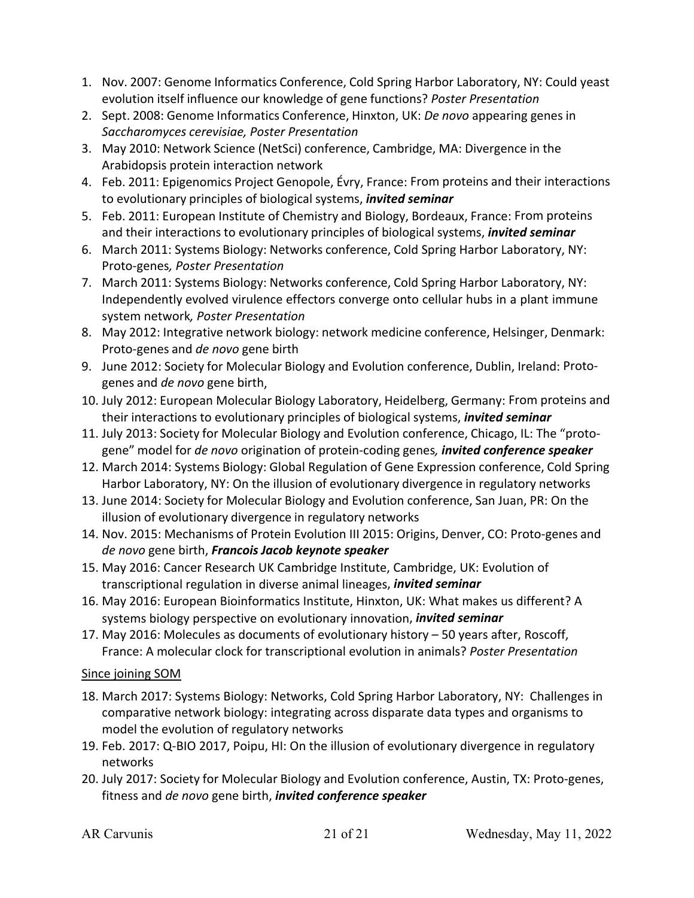1. Nov. 2007: Genome Informatics Conference, Cold Spring Harbor Laboratory, NY: Could yeast evolution itself influence our knowledge of gene functions? *Poster Presentation*
2. Sept. 2008: Genome Informatics Conference, Hinxton, UK: *De novo* appearing genes in *Saccharomyces cerevisiae, Poster Presentation*
3. May 2010: Network Science (NetSci) conference, Cambridge, MA: Divergence in the Arabidopsis protein interaction network
4. Feb. 2011: Epigenomics Project Genopole, Évry, France: From proteins and their interactions to evolutionary principles of biological systems, ***invited seminar***
5. Feb. 2011: European Institute of Chemistry and Biology, Bordeaux, France: From proteins and their interactions to evolutionary principles of biological systems, ***invited seminar***
6. March 2011: Systems Biology: Networks conference, Cold Spring Harbor Laboratory, NY: Proto-genes*, Poster Presentation*
7. March 2011: Systems Biology: Networks conference, Cold Spring Harbor Laboratory, NY: Independently evolved virulence effectors converge onto cellular hubs in a plant immune system network*, Poster Presentation*
8. May 2012: Integrative network biology: network medicine conference, Helsinger, Denmark: Proto-genes and *de novo* gene birth
9. June 2012: Society for Molecular Biology and Evolution conference, Dublin, Ireland: Proto-genes and *de novo* gene birth,
10. July 2012: European Molecular Biology Laboratory, Heidelberg, Germany: From proteins and their interactions to evolutionary principles of biological systems, ***invited seminar***
11. July 2013: Society for Molecular Biology and Evolution conference, Chicago, IL: The "proto-gene" model for *de novo* origination of protein-coding genes*, **invited conference speaker***
12. March 2014: Systems Biology: Global Regulation of Gene Expression conference, Cold Spring Harbor Laboratory, NY: On the illusion of evolutionary divergence in regulatory networks
13. June 2014: Society for Molecular Biology and Evolution conference, San Juan, PR: On the illusion of evolutionary divergence in regulatory networks
14. Nov. 2015: Mechanisms of Protein Evolution III 2015: Origins, Denver, CO: Proto-genes and *de novo* gene birth, ***Francois Jacob keynote speaker***
15. May 2016: Cancer Research UK Cambridge Institute, Cambridge, UK: Evolution of transcriptional regulation in diverse animal lineages, ***invited seminar***
16. May 2016: European Bioinformatics Institute, Hinxton, UK: What makes us different? A systems biology perspective on evolutionary innovation, ***invited seminar***
17. May 2016: Molecules as documents of evolutionary history – 50 years after, Roscoff, France: A molecular clock for transcriptional evolution in animals? *Poster Presentation*

Since joining SOM

18. March 2017: Systems Biology: Networks, Cold Spring Harbor Laboratory, NY: Challenges in comparative network biology: integrating across disparate data types and organisms to model the evolution of regulatory networks
19. Feb. 2017: Q-BIO 2017, Poipu, HI: On the illusion of evolutionary divergence in regulatory networks
20. July 2017: Society for Molecular Biology and Evolution conference, Austin, TX: Proto-genes, fitness and *de novo* gene birth, ***invited conference speaker***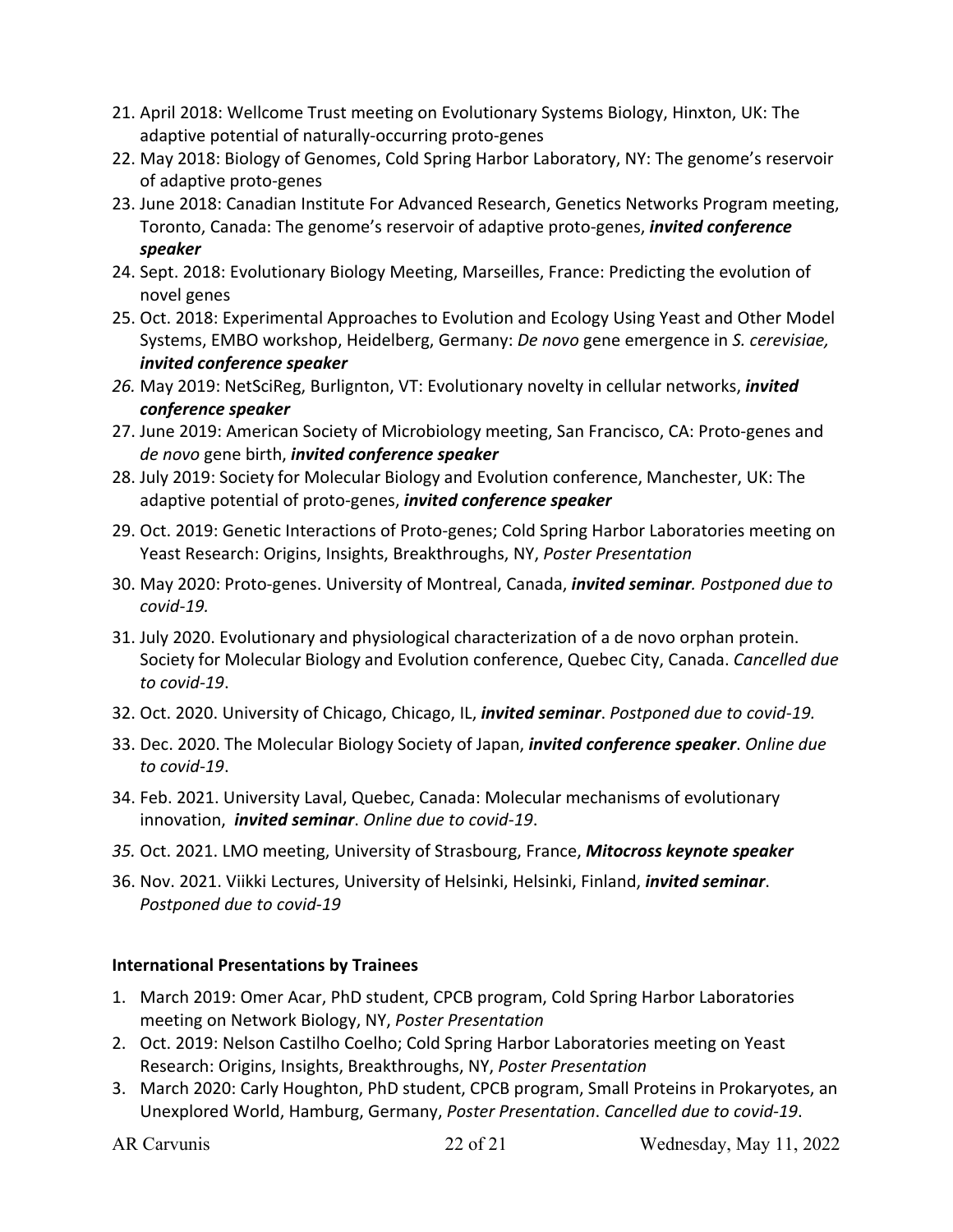21. April 2018: Wellcome Trust meeting on Evolutionary Systems Biology, Hinxton, UK: The adaptive potential of naturally-occurring proto-genes
22. May 2018: Biology of Genomes, Cold Spring Harbor Laboratory, NY: The genome's reservoir of adaptive proto-genes
23. June 2018: Canadian Institute For Advanced Research, Genetics Networks Program meeting, Toronto, Canada: The genome's reservoir of adaptive proto-genes, ***invited conference speaker***
24. Sept. 2018: Evolutionary Biology Meeting, Marseilles, France: Predicting the evolution of novel genes
25. Oct. 2018: Experimental Approaches to Evolution and Ecology Using Yeast and Other Model Systems, EMBO workshop, Heidelberg, Germany: *De novo* gene emergence in *S. cerevisiae,* ***invited conference speaker***
26. May 2019: NetSciReg, Burlignton, VT: Evolutionary novelty in cellular networks, ***invited conference speaker***
27. June 2019: American Society of Microbiology meeting, San Francisco, CA: Proto-genes and *de novo* gene birth, ***invited conference speaker***
28. July 2019: Society for Molecular Biology and Evolution conference, Manchester, UK: The adaptive potential of proto-genes, ***invited conference speaker***
29. Oct. 2019: Genetic Interactions of Proto-genes; Cold Spring Harbor Laboratories meeting on Yeast Research: Origins, Insights, Breakthroughs, NY, *Poster Presentation*
30. May 2020: Proto-genes. University of Montreal, Canada, ***invited seminar****. Postponed due to covid-19.*
31. July 2020. Evolutionary and physiological characterization of a de novo orphan protein. Society for Molecular Biology and Evolution conference, Quebec City, Canada. *Cancelled due to covid-19*.
32. Oct. 2020. University of Chicago, Chicago, IL, ***invited seminar***. *Postponed due to covid-19.*
33. Dec. 2020. The Molecular Biology Society of Japan, ***invited conference speaker***. *Online due to covid-19*.
34. Feb. 2021. University Laval, Quebec, Canada: Molecular mechanisms of evolutionary innovation, ***invited seminar***. *Online due to covid-19*.
35. Oct. 2021. LMO meeting, University of Strasbourg, France, ***Mitocross keynote speaker***
36. Nov. 2021. Viikki Lectures, University of Helsinki, Helsinki, Finland, ***invited seminar***. *Postponed due to covid-19*

**International Presentations by Trainees**

1. March 2019: Omer Acar, PhD student, CPCB program, Cold Spring Harbor Laboratories meeting on Network Biology, NY, *Poster Presentation*
2. Oct. 2019: Nelson Castilho Coelho; Cold Spring Harbor Laboratories meeting on Yeast Research: Origins, Insights, Breakthroughs, NY, *Poster Presentation*
3. March 2020: Carly Houghton, PhD student, CPCB program, Small Proteins in Prokaryotes, an Unexplored World, Hamburg, Germany, *Poster Presentation*. *Cancelled due to covid-19*.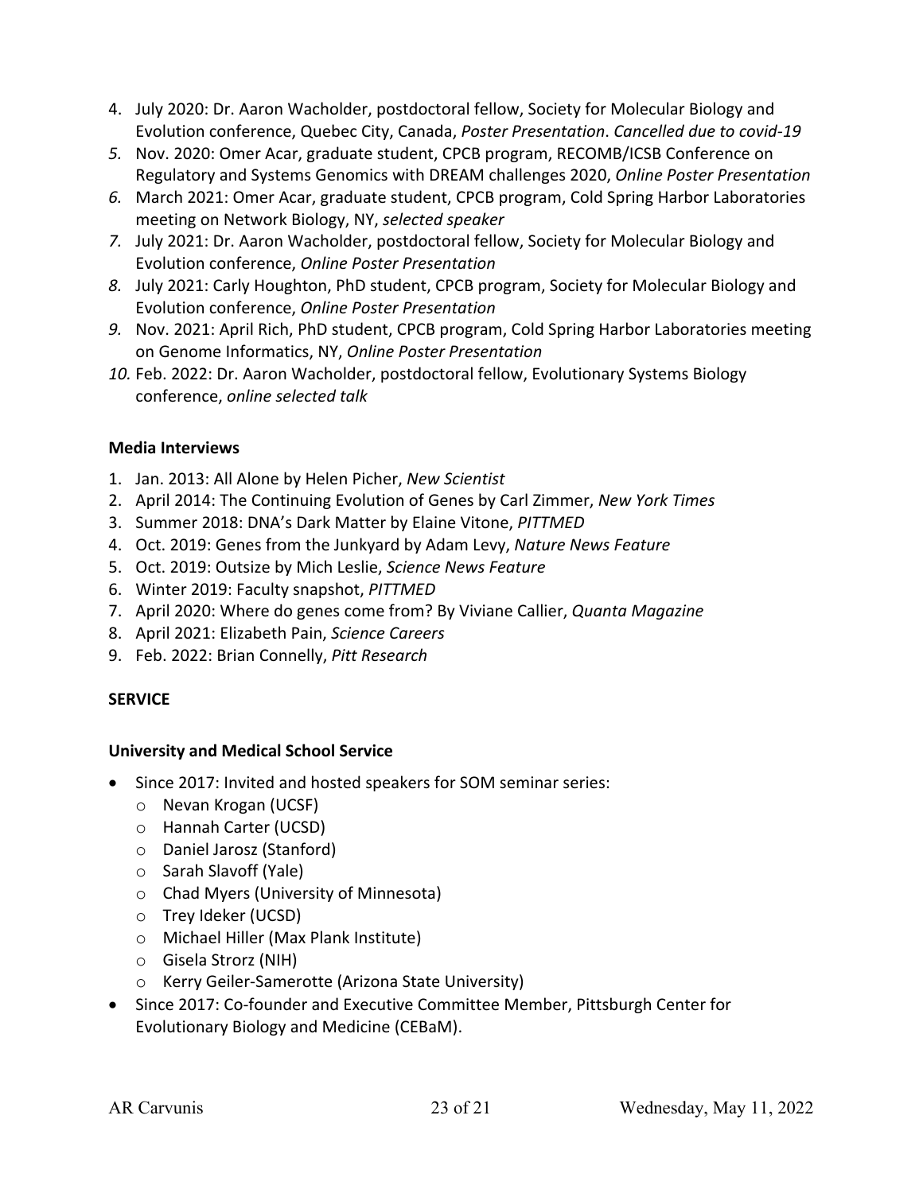4. July 2020: Dr. Aaron Wacholder, postdoctoral fellow, Society for Molecular Biology and Evolution conference, Quebec City, Canada, *Poster Presentation*. *Cancelled due to covid-19*
5. Nov. 2020: Omer Acar, graduate student, CPCB program, RECOMB/ICSB Conference on Regulatory and Systems Genomics with DREAM challenges 2020, *Online Poster Presentation*
6. March 2021: Omer Acar, graduate student, CPCB program, Cold Spring Harbor Laboratories meeting on Network Biology, NY, *selected speaker*
7. July 2021: Dr. Aaron Wacholder, postdoctoral fellow, Society for Molecular Biology and Evolution conference, *Online Poster Presentation*
8. July 2021: Carly Houghton, PhD student, CPCB program, Society for Molecular Biology and Evolution conference, *Online Poster Presentation*
9. Nov. 2021: April Rich, PhD student, CPCB program, Cold Spring Harbor Laboratories meeting on Genome Informatics, NY, *Online Poster Presentation*
10. Feb. 2022: Dr. Aaron Wacholder, postdoctoral fellow, Evolutionary Systems Biology conference, *online selected talk*

**Media Interviews**

1. Jan. 2013: All Alone by Helen Picher, *New Scientist*
2. April 2014: The Continuing Evolution of Genes by Carl Zimmer, *New York Times*
3. Summer 2018: DNA's Dark Matter by Elaine Vitone, *PITTMED*
4. Oct. 2019: Genes from the Junkyard by Adam Levy, *Nature News Feature*
5. Oct. 2019: Outsize by Mich Leslie, *Science News Feature*
6. Winter 2019: Faculty snapshot, *PITTMED*
7. April 2020: Where do genes come from? By Viviane Callier, *Quanta Magazine*
8. April 2021: Elizabeth Pain, *Science Careers*
9. Feb. 2022: Brian Connelly, *Pitt Research*

## SERVICE

**University and Medical School Service**

- Since 2017: Invited and hosted speakers for SOM seminar series:
  - Nevan Krogan (UCSF)
  - Hannah Carter (UCSD)
  - Daniel Jarosz (Stanford)
  - Sarah Slavoff (Yale)
  - Chad Myers (University of Minnesota)
  - Trey Ideker (UCSD)
  - Michael Hiller (Max Plank Institute)
  - Gisela Strorz (NIH)
  - Kerry Geiler-Samerotte (Arizona State University)
- Since 2017: Co-founder and Executive Committee Member, Pittsburgh Center for Evolutionary Biology and Medicine (CEBaM).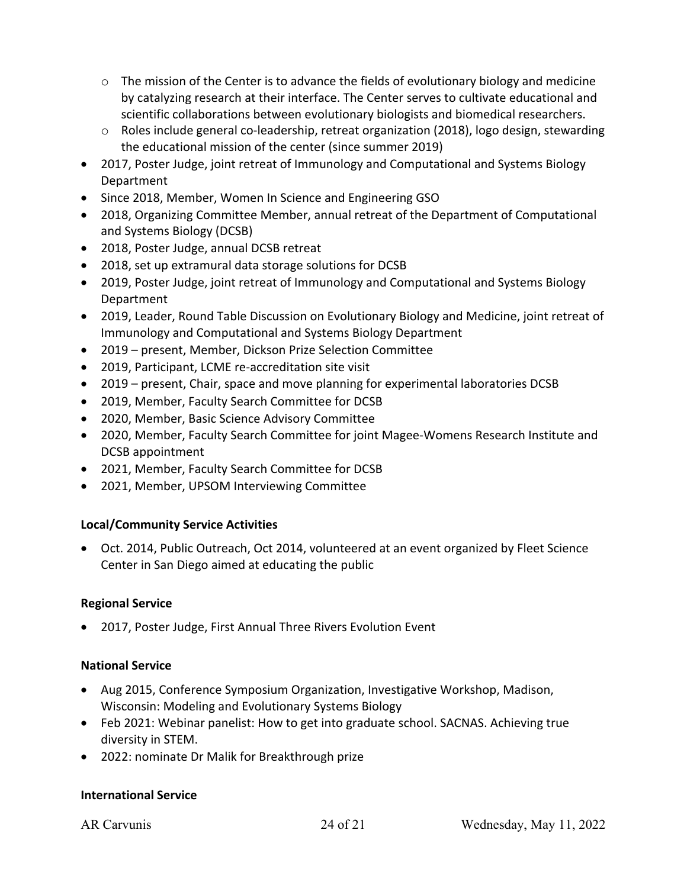- The mission of the Center is to advance the fields of evolutionary biology and medicine by catalyzing research at their interface. The Center serves to cultivate educational and scientific collaborations between evolutionary biologists and biomedical researchers.
  - Roles include general co-leadership, retreat organization (2018), logo design, stewarding the educational mission of the center (since summer 2019)
- 2017, Poster Judge, joint retreat of Immunology and Computational and Systems Biology Department
- Since 2018, Member, Women In Science and Engineering GSO
- 2018, Organizing Committee Member, annual retreat of the Department of Computational and Systems Biology (DCSB)
- 2018, Poster Judge, annual DCSB retreat
- 2018, set up extramural data storage solutions for DCSB
- 2019, Poster Judge, joint retreat of Immunology and Computational and Systems Biology Department
- 2019, Leader, Round Table Discussion on Evolutionary Biology and Medicine, joint retreat of Immunology and Computational and Systems Biology Department
- 2019 – present, Member, Dickson Prize Selection Committee
- 2019, Participant, LCME re-accreditation site visit
- 2019 – present, Chair, space and move planning for experimental laboratories DCSB
- 2019, Member, Faculty Search Committee for DCSB
- 2020, Member, Basic Science Advisory Committee
- 2020, Member, Faculty Search Committee for joint Magee-Womens Research Institute and DCSB appointment
- 2021, Member, Faculty Search Committee for DCSB
- 2021, Member, UPSOM Interviewing Committee

**Local/Community Service Activities**

- Oct. 2014, Public Outreach, Oct 2014, volunteered at an event organized by Fleet Science Center in San Diego aimed at educating the public

**Regional Service**

- 2017, Poster Judge, First Annual Three Rivers Evolution Event

**National Service**

- Aug 2015, Conference Symposium Organization, Investigative Workshop, Madison, Wisconsin: Modeling and Evolutionary Systems Biology
- Feb 2021: Webinar panelist: How to get into graduate school. SACNAS. Achieving true diversity in STEM.
- 2022: nominate Dr Malik for Breakthrough prize

**International Service**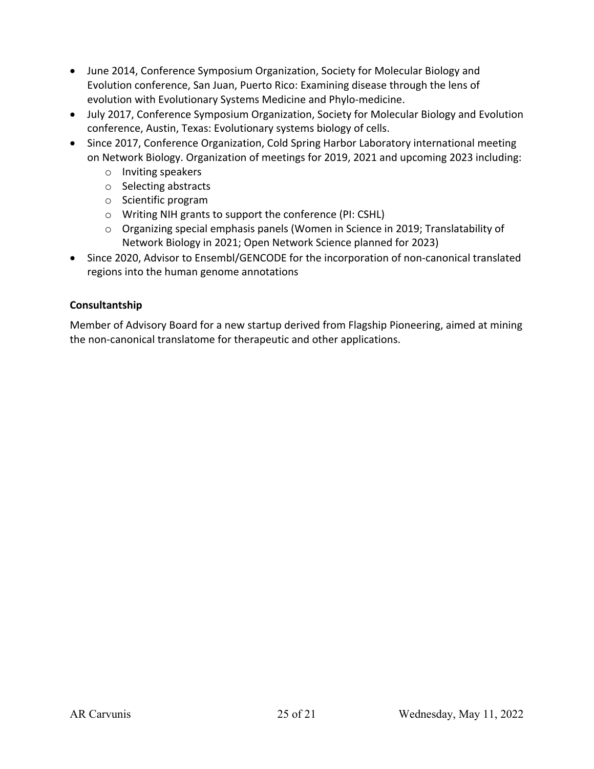- June 2014, Conference Symposium Organization, Society for Molecular Biology and Evolution conference, San Juan, Puerto Rico: Examining disease through the lens of evolution with Evolutionary Systems Medicine and Phylo-medicine.
- July 2017, Conference Symposium Organization, Society for Molecular Biology and Evolution conference, Austin, Texas: Evolutionary systems biology of cells.
- Since 2017, Conference Organization, Cold Spring Harbor Laboratory international meeting on Network Biology. Organization of meetings for 2019, 2021 and upcoming 2023 including:
  - Inviting speakers
  - Selecting abstracts
  - Scientific program
  - Writing NIH grants to support the conference (PI: CSHL)
  - Organizing special emphasis panels (Women in Science in 2019; Translatability of Network Biology in 2021; Open Network Science planned for 2023)
- Since 2020, Advisor to Ensembl/GENCODE for the incorporation of non-canonical translated regions into the human genome annotations

**Consultantship**

Member of Advisory Board for a new startup derived from Flagship Pioneering, aimed at mining the non-canonical translatome for therapeutic and other applications.